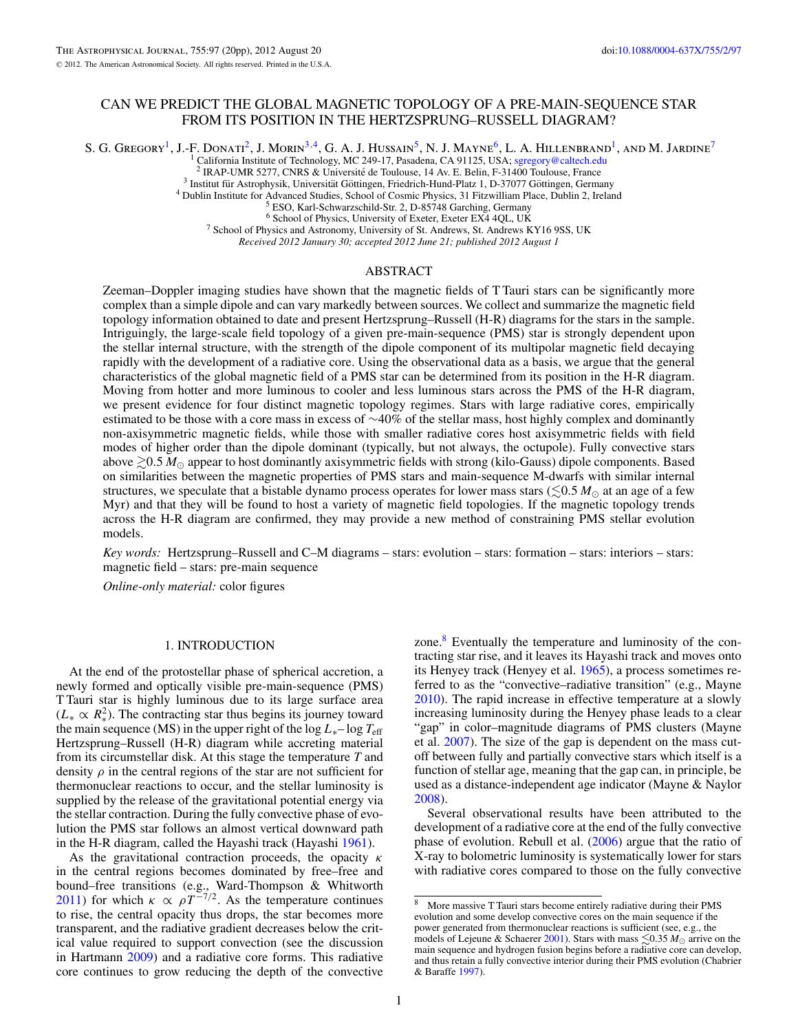# CAN WE PREDICT THE GLOBAL MAGNETIC TOPOLOGY OF A PRE-MAIN-SEQUENCE STAR FROM ITS POSITION IN THE HERTZSPRUNG–RUSSELL DIAGRAM?

S. G. Gregory[1], J.-F. Donati[2], J. Morin[3,4], G. A. J. Hussain[5], N. J. Mayne[6], L. A. Hillenbrand[1], and M. Jardine[7]

[1] California Institute of Technology, MC 249-17, Pasadena, CA 91125, USA; sgregory@caltech.edu
[2] IRAP-UMR 5277, CNRS & Université de Toulouse, 14 Av. E. Belin, F-31400 Toulouse, France
[3] Institut für Astrophysik, Universität Göttingen, Friedrich-Hund-Platz 1, D-37077 Göttingen, Germany
[4] Dublin Institute for Advanced Studies, School of Cosmic Physics, 31 Fitzwilliam Place, Dublin 2, Ireland
[5] ESO, Karl-Schwarzschild-Str. 2, D-85748 Garching, Germany
[6] School of Physics, University of Exeter, Exeter EX4 4QL, UK
[7] School of Physics and Astronomy, University of St. Andrews, St. Andrews KY16 9SS, UK

*Received 2012 January 30; accepted 2012 June 21; published 2012 August 1*

## ABSTRACT

Zeeman–Doppler imaging studies have shown that the magnetic fields of T Tauri stars can be significantly more complex than a simple dipole and can vary markedly between sources. We collect and summarize the magnetic field topology information obtained to date and present Hertzsprung–Russell (H-R) diagrams for the stars in the sample. Intriguingly, the large-scale field topology of a given pre-main-sequence (PMS) star is strongly dependent upon the stellar internal structure, with the strength of the dipole component of its multipolar magnetic field decaying rapidly with the development of a radiative core. Using the observational data as a basis, we argue that the general characteristics of the global magnetic field of a PMS star can be determined from its position in the H-R diagram. Moving from hotter and more luminous to cooler and less luminous stars across the PMS of the H-R diagram, we present evidence for four distinct magnetic topology regimes. Stars with large radiative cores, empirically estimated to be those with a core mass in excess of ∼40% of the stellar mass, host highly complex and dominantly non-axisymmetric magnetic fields, while those with smaller radiative cores host axisymmetric fields with field modes of higher order than the dipole dominant (typically, but not always, the octupole). Fully convective stars above $\gtrsim 0.5\,M_{\odot}$ appear to host dominantly axisymmetric fields with strong (kilo-Gauss) dipole components. Based on similarities between the magnetic properties of PMS stars and main-sequence M-dwarfs with similar internal structures, we speculate that a bistable dynamo process operates for lower mass stars ($\lesssim 0.5\,M_{\odot}$ at an age of a few Myr) and that they will be found to host a variety of magnetic field topologies. If the magnetic topology trends across the H-R diagram are confirmed, they may provide a new method of constraining PMS stellar evolution models.

*Key words:* Hertzsprung–Russell and C–M diagrams – stars: evolution – stars: formation – stars: interiors – stars: magnetic field – stars: pre-main sequence

*Online-only material:* color figures

## 1. INTRODUCTION

At the end of the protostellar phase of spherical accretion, a newly formed and optically visible pre-main-sequence (PMS) T Tauri star is highly luminous due to its large surface area ($L_* \propto R_*^2$). The contracting star thus begins its journey toward the main sequence (MS) in the upper right of the $\log L_*$–$\log T_{\rm eff}$ Hertzsprung–Russell (H-R) diagram while accreting material from its circumstellar disk. At this stage the temperature $T$ and density $\rho$ in the central regions of the star are not sufficient for thermonuclear reactions to occur, and the stellar luminosity is supplied by the release of the gravitational potential energy via the stellar contraction. During the fully convective phase of evolution the PMS star follows an almost vertical downward path in the H-R diagram, called the Hayashi track (Hayashi 1961).

As the gravitational contraction proceeds, the opacity $\kappa$ in the central regions becomes dominated by free–free and bound–free transitions (e.g., Ward-Thompson & Whitworth 2011) for which $\kappa \propto \rho T^{-7/2}$. As the temperature continues to rise, the central opacity thus drops, the star becomes more transparent, and the radiative gradient decreases below the critical value required to support convection (see the discussion in Hartmann 2009) and a radiative core forms. This radiative core continues to grow reducing the depth of the convective zone.[8] Eventually the temperature and luminosity of the contracting star rise, and it leaves its Hayashi track and moves onto its Henyey track (Henyey et al. 1965), a process sometimes referred to as the "convective–radiative transition" (e.g., Mayne 2010). The rapid increase in effective temperature at a slowly increasing luminosity during the Henyey phase leads to a clear "gap" in color–magnitude diagrams of PMS clusters (Mayne et al. 2007). The size of the gap is dependent on the mass cut-off between fully and partially convective stars which itself is a function of stellar age, meaning that the gap can, in principle, be used as a distance-independent age indicator (Mayne & Naylor 2008).

Several observational results have been attributed to the development of a radiative core at the end of the fully convective phase of evolution. Rebull et al. (2006) argue that the ratio of X-ray to bolometric luminosity is systematically lower for stars with radiative cores compared to those on the fully convective

[8] More massive T Tauri stars become entirely radiative during their PMS evolution and some develop convective cores on the main sequence if the power generated from thermonuclear reactions is sufficient (see, e.g., the models of Lejeune & Schaerer 2001). Stars with mass $\lesssim 0.35\,M_{\odot}$ arrive on the main sequence and hydrogen fusion begins before a radiative core can develop, and thus retain a fully convective interior during their PMS evolution (Chabrier & Baraffe 1997).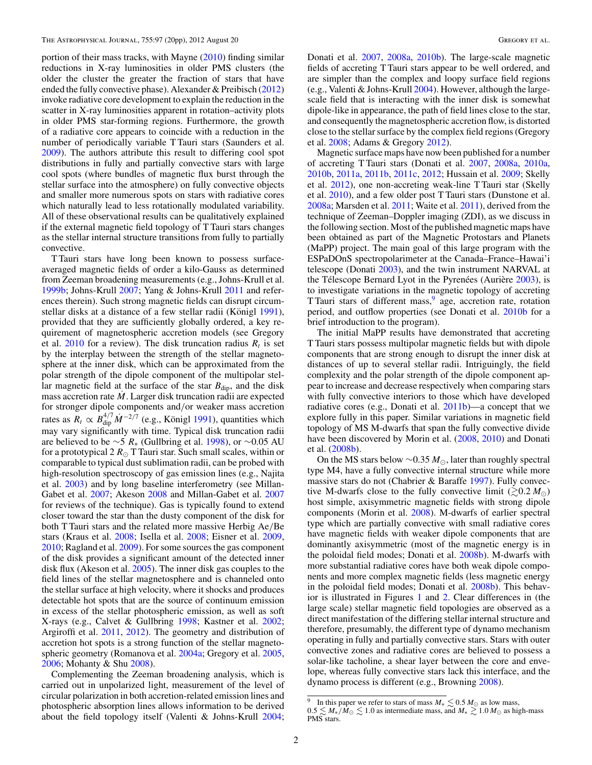portion of their mass tracks, with Mayne (2010) finding similar reductions in X-ray luminosities in older PMS clusters (the older the cluster the greater the fraction of stars that have ended the fully convective phase). Alexander & Preibisch (2012) invoke radiative core development to explain the reduction in the scatter in X-ray luminosities apparent in rotation–activity plots in older PMS star-forming regions. Furthermore, the growth of a radiative core appears to coincide with a reduction in the number of periodically variable T Tauri stars (Saunders et al. 2009). The authors attribute this result to differing cool spot distributions in fully and partially convective stars with large cool spots (where bundles of magnetic flux burst through the stellar surface into the atmosphere) on fully convective objects and smaller more numerous spots on stars with radiative cores which naturally lead to less rotationally modulated variability. All of these observational results can be qualitatively explained if the external magnetic field topology of T Tauri stars changes as the stellar internal structure transitions from fully to partially convective.

T Tauri stars have long been known to possess surface-averaged magnetic fields of order a kilo-Gauss as determined from Zeeman broadening measurements (e.g., Johns-Krull et al. 1999b; Johns-Krull 2007; Yang & Johns-Krull 2011 and references therein). Such strong magnetic fields can disrupt circumstellar disks at a distance of a few stellar radii (Königl 1991), provided that they are sufficiently globally ordered, a key requirement of magnetospheric accretion models (see Gregory et al. 2010 for a review). The disk truncation radius $R_t$ is set by the interplay between the strength of the stellar magnetosphere at the inner disk, which can be approximated from the polar strength of the dipole component of the multipolar stellar magnetic field at the surface of the star $B_{\rm dip}$, and the disk mass accretion rate $\dot{M}$. Larger disk truncation radii are expected for stronger dipole components and/or weaker mass accretion rates as $R_t \propto B_{\rm dip}^{4/7}\dot{M}^{-2/7}$ (e.g., Königl 1991), quantities which may vary significantly with time. Typical disk truncation radii are believed to be $\sim$5 $R_*$ (Gullbring et al. 1998), or $\sim$0.05 AU for a prototypical 2 $R_\odot$ T Tauri star. Such small scales, within or comparable to typical dust sublimation radii, can be probed with high-resolution spectroscopy of gas emission lines (e.g., Najita et al. 2003) and by long baseline interferometry (see Millan-Gabet et al. 2007; Akeson 2008 and Millan-Gabet et al. 2007 for reviews of the technique). Gas is typically found to extend closer toward the star than the dusty component of the disk for both T Tauri stars and the related more massive Herbig Ae/Be stars (Kraus et al. 2008; Isella et al. 2008; Eisner et al. 2009, 2010; Ragland et al. 2009). For some sources the gas component of the disk provides a significant amount of the detected inner disk flux (Akeson et al. 2005). The inner disk gas couples to the field lines of the stellar magnetosphere and is channeled onto the stellar surface at high velocity, where it shocks and produces detectable hot spots that are the source of continuum emission in excess of the stellar photospheric emission, as well as soft X-rays (e.g., Calvet & Gullbring 1998; Kastner et al. 2002; Argiroffi et al. 2011, 2012). The geometry and distribution of accretion hot spots is a strong function of the stellar magnetospheric geometry (Romanova et al. 2004a; Gregory et al. 2005, 2006; Mohanty & Shu 2008).

Complementing the Zeeman broadening analysis, which is carried out in unpolarized light, measurement of the level of circular polarization in both accretion-related emission lines and photospheric absorption lines allows information to be derived about the field topology itself (Valenti & Johns-Krull 2004; Donati et al. 2007, 2008a, 2010b). The large-scale magnetic fields of accreting T Tauri stars appear to be well ordered, and are simpler than the complex and loopy surface field regions (e.g., Valenti & Johns-Krull 2004). However, although the large-scale field that is interacting with the inner disk is somewhat dipole-like in appearance, the path of field lines close to the star, and consequently the magnetospheric accretion flow, is distorted close to the stellar surface by the complex field regions (Gregory et al. 2008; Adams & Gregory 2012).

Magnetic surface maps have now been published for a number of accreting T Tauri stars (Donati et al. 2007, 2008a, 2010a, 2010b, 2011a, 2011b, 2011c, 2012; Hussain et al. 2009; Skelly et al. 2012), one non-accreting weak-line T Tauri star (Skelly et al. 2010), and a few older post T Tauri stars (Dunstone et al. 2008a; Marsden et al. 2011; Waite et al. 2011), derived from the technique of Zeeman–Doppler imaging (ZDI), as we discuss in the following section. Most of the published magnetic maps have been obtained as part of the Magnetic Protostars and Planets (MaPP) project. The main goal of this large program with the ESPaDOnS spectropolarimeter at the Canada–France–Hawai'i telescope (Donati 2003), and the twin instrument NARVAL at the Télescope Bernard Lyot in the Pyrenées (Aurière 2003), is to investigate variations in the magnetic topology of accreting T Tauri stars of different mass,[9] age, accretion rate, rotation period, and outflow properties (see Donati et al. 2010b for a brief introduction to the program).

The initial MaPP results have demonstrated that accreting T Tauri stars possess multipolar magnetic fields but with dipole components that are strong enough to disrupt the inner disk at distances of up to several stellar radii. Intriguingly, the field complexity and the polar strength of the dipole component appear to increase and decrease respectively when comparing stars with fully convective interiors to those which have developed radiative cores (e.g., Donati et al. 2011b)—a concept that we explore fully in this paper. Similar variations in magnetic field topology of MS M-dwarfs that span the fully convective divide have been discovered by Morin et al. (2008, 2010) and Donati et al. (2008b).

On the MS stars below $\sim$0.35 $M_\odot$, later than roughly spectral type M4, have a fully convective internal structure while more massive stars do not (Chabrier & Baraffe 1997). Fully convective M-dwarfs close to the fully convective limit ($\gtrsim$0.2 $M_\odot$) host simple, axisymmetric magnetic fields with strong dipole components (Morin et al. 2008). M-dwarfs of earlier spectral type which are partially convective with small radiative cores have magnetic fields with weaker dipole components that are dominantly axisymmetric (most of the magnetic energy is in the poloidal field modes; Donati et al. 2008b). M-dwarfs with more substantial radiative cores have both weak dipole components and more complex magnetic fields (less magnetic energy in the poloidal field modes; Donati et al. 2008b). This behavior is illustrated in Figures 1 and 2. Clear differences in (the large scale) stellar magnetic field topologies are observed as a direct manifestation of the differing stellar internal structure and therefore, presumably, the different type of dynamo mechanism operating in fully and partially convective stars. Stars with outer convective zones and radiative cores are believed to possess a solar-like tacholine, a shear layer between the core and envelope, whereas fully convective stars lack this interface, and the dynamo process is different (e.g., Browning 2008).

[9] In this paper we refer to stars of mass $M_* \lesssim 0.5\,M_\odot$ as low mass, $0.5 \lesssim M_*/M_\odot \lesssim 1.0$ as intermediate mass, and $M_* \gtrsim 1.0\,M_\odot$ as high-mass PMS stars.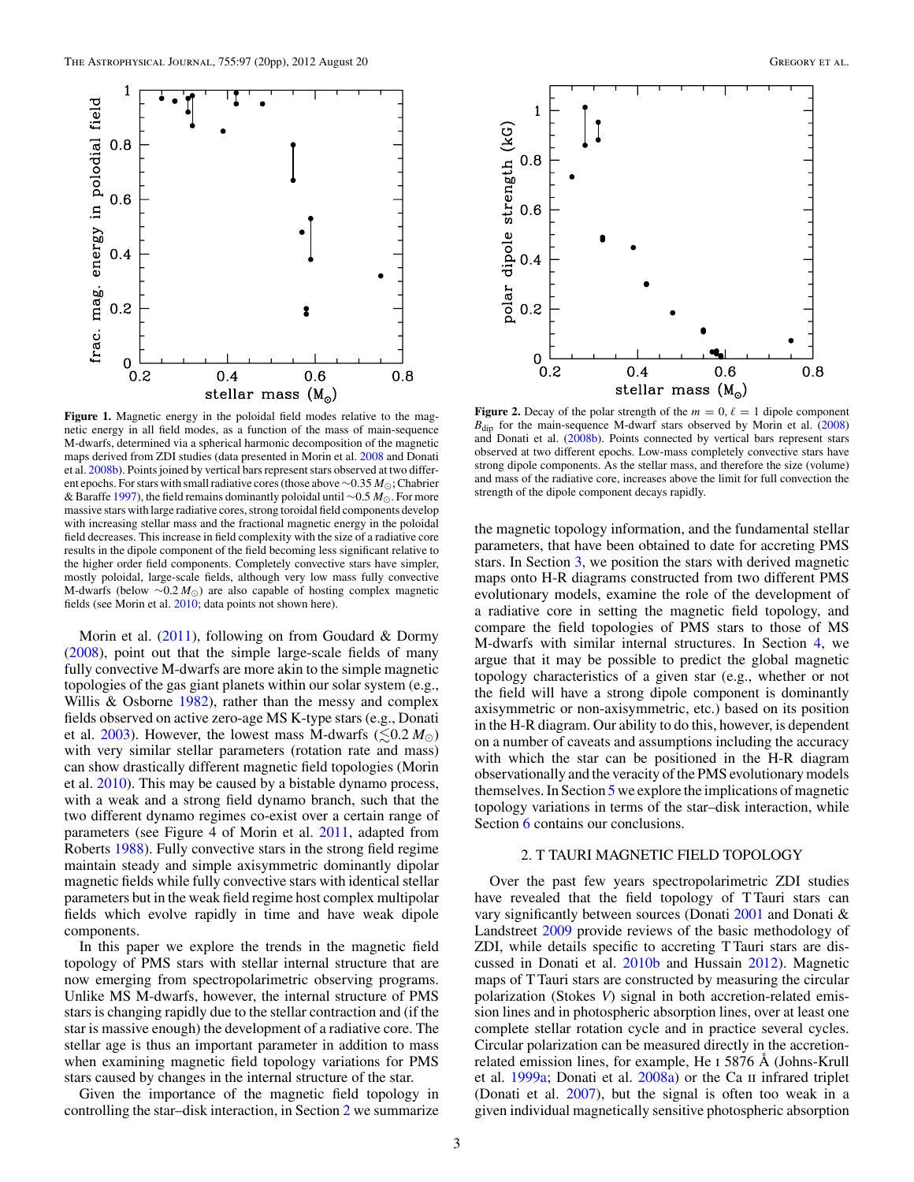frac. mag. energy in polodial field

1

0.8

0.6

0.4

0.2

0

0.2 0.4 0.6 0.8

stellar mass ($M_\odot$)

**Figure 1.** Magnetic energy in the poloidal field modes relative to the magnetic energy in all field modes, as a function of the mass of main-sequence M-dwarfs, determined via a spherical harmonic decomposition of the magnetic maps derived from ZDI studies (data presented in Morin et al. 2008 and Donati et al. 2008b). Points joined by vertical bars represent stars observed at two different epochs. For stars with small radiative cores (those above $\sim$0.35 $M_\odot$; Chabrier & Baraffe 1997), the field remains dominantly poloidal until $\sim$0.5 $M_\odot$. For more massive stars with large radiative cores, strong toroidal field components develop with increasing stellar mass and the fractional magnetic energy in the poloidal field decreases. This increase in field complexity with the size of a radiative core results in the dipole component of the field becoming less significant relative to the higher order field components. Completely convective stars have simpler, mostly poloidal, large-scale fields, although very low mass fully convective M-dwarfs (below $\sim$0.2 $M_\odot$) are also capable of hosting complex magnetic fields (see Morin et al. 2010; data points not shown here).

polar dipole strength (kG)

1

0.8

0.6

0.4

0.2

0

0.2 0.4 0.6 0.8

stellar mass ($M_\odot$)

**Figure 2.** Decay of the polar strength of the $m = 0, \ell = 1$ dipole component $B_{\rm dip}$ for the main-sequence M-dwarf stars observed by Morin et al. (2008) and Donati et al. (2008b). Points connected by vertical bars represent stars observed at two different epochs. Low-mass completely convective stars have strong dipole components. As the stellar mass, and therefore the size (volume) and mass of the radiative core, increases above the limit for full convection the strength of the dipole component decays rapidly.

Morin et al. (2011), following on from Goudard & Dormy (2008), point out that the simple large-scale fields of many fully convective M-dwarfs are more akin to the simple magnetic topologies of the gas giant planets within our solar system (e.g., Willis & Osborne 1982), rather than the messy and complex fields observed on active zero-age MS K-type stars (e.g., Donati et al. 2003). However, the lowest mass M-dwarfs ($\lesssim$0.2 $M_\odot$) with very similar stellar parameters (rotation rate and mass) can show drastically different magnetic field topologies (Morin et al. 2010). This may be caused by a bistable dynamo process, with a weak and a strong field dynamo branch, such that the two different dynamo regimes co-exist over a certain range of parameters (see Figure 4 of Morin et al. 2011, adapted from Roberts 1988). Fully convective stars in the strong field regime maintain steady and simple axisymmetric dominantly dipolar magnetic fields while fully convective stars with identical stellar parameters but in the weak field regime host complex multipolar fields which evolve rapidly in time and have weak dipole components.

In this paper we explore the trends in the magnetic field topology of PMS stars with stellar internal structure that are now emerging from spectropolarimetric observing programs. Unlike MS M-dwarfs, however, the internal structure of PMS stars is changing rapidly due to the stellar contraction and (if the star is massive enough) the development of a radiative core. The stellar age is thus an important parameter in addition to mass when examining magnetic field topology variations for PMS stars caused by changes in the internal structure of the star.

Given the importance of the magnetic field topology in controlling the star–disk interaction, in Section 2 we summarize the magnetic topology information, and the fundamental stellar parameters, that have been obtained to date for accreting PMS stars. In Section 3, we position the stars with derived magnetic maps onto H-R diagrams constructed from two different PMS evolutionary models, examine the role of the development of a radiative core in setting the magnetic field topology, and compare the field topologies of PMS stars to those of MS M-dwarfs with similar internal structures. In Section 4, we argue that it may be possible to predict the global magnetic topology characteristics of a given star (e.g., whether or not the field will have a strong dipole component is dominantly axisymmetric or non-axisymmetric, etc.) based on its position in the H-R diagram. Our ability to do this, however, is dependent on a number of caveats and assumptions including the accuracy with which the star can be positioned in the H-R diagram observationally and the veracity of the PMS evolutionary models themselves. In Section 5 we explore the implications of magnetic topology variations in terms of the star–disk interaction, while Section 6 contains our conclusions.

## 2. T TAURI MAGNETIC FIELD TOPOLOGY

Over the past few years spectropolarimetric ZDI studies have revealed that the field topology of T Tauri stars can vary significantly between sources (Donati 2001 and Donati & Landstreet 2009 provide reviews of the basic methodology of ZDI, while details specific to accreting T Tauri stars are discussed in Donati et al. 2010b and Hussain 2012). Magnetic maps of T Tauri stars are constructed by measuring the circular polarization (Stokes $V$) signal in both accretion-related emission lines and in photospheric absorption lines, over at least one complete stellar rotation cycle and in practice several cycles. Circular polarization can be measured directly in the accretion-related emission lines, for example, He I 5876 Å (Johns-Krull et al. 1999a; Donati et al. 2008a) or the Ca II infrared triplet (Donati et al. 2007), but the signal is often too weak in a given individual magnetically sensitive photospheric absorption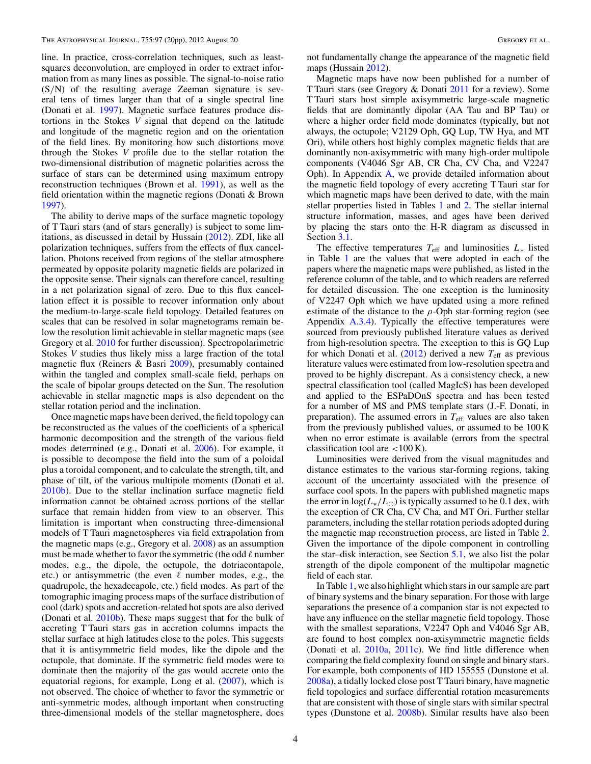line. In practice, cross-correlation techniques, such as least-squares deconvolution, are employed in order to extract information from as many lines as possible. The signal-to-noise ratio (S/N) of the resulting average Zeeman signature is several tens of times larger than that of a single spectral line (Donati et al. 1997). Magnetic surface features produce distortions in the Stokes $V$ signal that depend on the latitude and longitude of the magnetic region and on the orientation of the field lines. By monitoring how such distortions move through the Stokes $V$ profile due to the stellar rotation the two-dimensional distribution of magnetic polarities across the surface of stars can be determined using maximum entropy reconstruction techniques (Brown et al. 1991), as well as the field orientation within the magnetic regions (Donati & Brown 1997).

The ability to derive maps of the surface magnetic topology of T Tauri stars (and of stars generally) is subject to some limitations, as discussed in detail by Hussain (2012). ZDI, like all polarization techniques, suffers from the effects of flux cancellation. Photons received from regions of the stellar atmosphere permeated by opposite polarity magnetic fields are polarized in the opposite sense. Their signals can therefore cancel, resulting in a net polarization signal of zero. Due to this flux cancellation effect it is possible to recover information only about the medium-to-large-scale field topology. Detailed features on scales that can be resolved in solar magnetograms remain below the resolution limit achievable in stellar magnetic maps (see Gregory et al. 2010 for further discussion). Spectropolarimetric Stokes $V$ studies thus likely miss a large fraction of the total magnetic flux (Reiners & Basri 2009), presumably contained within the tangled and complex small-scale field, perhaps on the scale of bipolar groups detected on the Sun. The resolution achievable in stellar magnetic maps is also dependent on the stellar rotation period and the inclination.

Once magnetic maps have been derived, the field topology can be reconstructed as the values of the coefficients of a spherical harmonic decomposition and the strength of the various field modes determined (e.g., Donati et al. 2006). For example, it is possible to decompose the field into the sum of a poloidal plus a toroidal component, and to calculate the strength, tilt, and phase of tilt, of the various multipole moments (Donati et al. 2010b). Due to the stellar inclination surface magnetic field information cannot be obtained across portions of the stellar surface that remain hidden from view to an observer. This limitation is important when constructing three-dimensional models of T Tauri magnetospheres via field extrapolation from the magnetic maps (e.g., Gregory et al. 2008) as an assumption must be made whether to favor the symmetric (the odd $\ell$ number modes, e.g., the dipole, the octupole, the dotriacontapole, etc.) or antisymmetric (the even $\ell$ number modes, e.g., the quadrupole, the hexadecapole, etc.) field modes. As part of the tomographic imaging process maps of the surface distribution of cool (dark) spots and accretion-related hot spots are also derived (Donati et al. 2010b). These maps suggest that for the bulk of accreting T Tauri stars gas in accretion columns impacts the stellar surface at high latitudes close to the poles. This suggests that it is antisymmetric field modes, like the dipole and the octupole, that dominate. If the symmetric field modes were to dominate then the majority of the gas would accrete onto the equatorial regions, for example, Long et al. (2007), which is not observed. The choice of whether to favor the symmetric or anti-symmetric modes, although important when constructing three-dimensional models of the stellar magnetosphere, does not fundamentally change the appearance of the magnetic field maps (Hussain 2012).

Magnetic maps have now been published for a number of T Tauri stars (see Gregory & Donati 2011 for a review). Some T Tauri stars host simple axisymmetric large-scale magnetic fields that are dominantly dipolar (AA Tau and BP Tau) or where a higher order field mode dominates (typically, but not always, the octupole; V2129 Oph, GQ Lup, TW Hya, and MT Ori), while others host highly complex magnetic fields that are dominantly non-axisymmetric with many high-order multipole components (V4046 Sgr AB, CR Cha, CV Cha, and V2247 Oph). In Appendix A, we provide detailed information about the magnetic field topology of every accreting T Tauri star for which magnetic maps have been derived to date, with the main stellar properties listed in Tables 1 and 2. The stellar internal structure information, masses, and ages have been derived by placing the stars onto the H-R diagram as discussed in Section 3.1.

The effective temperatures $T_{\rm eff}$ and luminosities $L_*$ listed in Table 1 are the values that were adopted in each of the papers where the magnetic maps were published, as listed in the reference column of the table, and to which readers are referred for detailed discussion. The one exception is the luminosity of V2247 Oph which we have updated using a more refined estimate of the distance to the $\rho$-Oph star-forming region (see Appendix A.3.4). Typically the effective temperatures were sourced from previously published literature values as derived from high-resolution spectra. The exception to this is GQ Lup for which Donati et al. (2012) derived a new $T_{\rm eff}$ as previous literature values were estimated from low-resolution spectra and proved to be highly discrepant. As a consistency check, a new spectral classification tool (called MagIcS) has been developed and applied to the ESPaDOnS spectra and has been tested for a number of MS and PMS template stars (J.-F. Donati, in preparation). The assumed errors in $T_{\rm eff}$ values are also taken from the previously published values, or assumed to be 100 K when no error estimate is available (errors from the spectral classification tool are <100 K).

Luminosities were derived from the visual magnitudes and distance estimates to the various star-forming regions, taking account of the uncertainty associated with the presence of surface cool spots. In the papers with published magnetic maps the error in $\log(L_*/L_\odot)$ is typically assumed to be 0.1 dex, with the exception of CR Cha, CV Cha, and MT Ori. Further stellar parameters, including the stellar rotation periods adopted during the magnetic map reconstruction process, are listed in Table 2. Given the importance of the dipole component in controlling the star–disk interaction, see Section 5.1, we also list the polar strength of the dipole component of the multipolar magnetic field of each star.

In Table 1, we also highlight which stars in our sample are part of binary systems and the binary separation. For those with large separations the presence of a companion star is not expected to have any influence on the stellar magnetic field topology. Those with the smallest separations, V2247 Oph and V4046 Sgr AB, are found to host complex non-axisymmetric magnetic fields (Donati et al. 2010a, 2011c). We find little difference when comparing the field complexity found on single and binary stars. For example, both components of HD 155555 (Dunstone et al. 2008a), a tidally locked close post T Tauri binary, have magnetic field topologies and surface differential rotation measurements that are consistent with those of single stars with similar spectral types (Dunstone et al. 2008b). Similar results have also been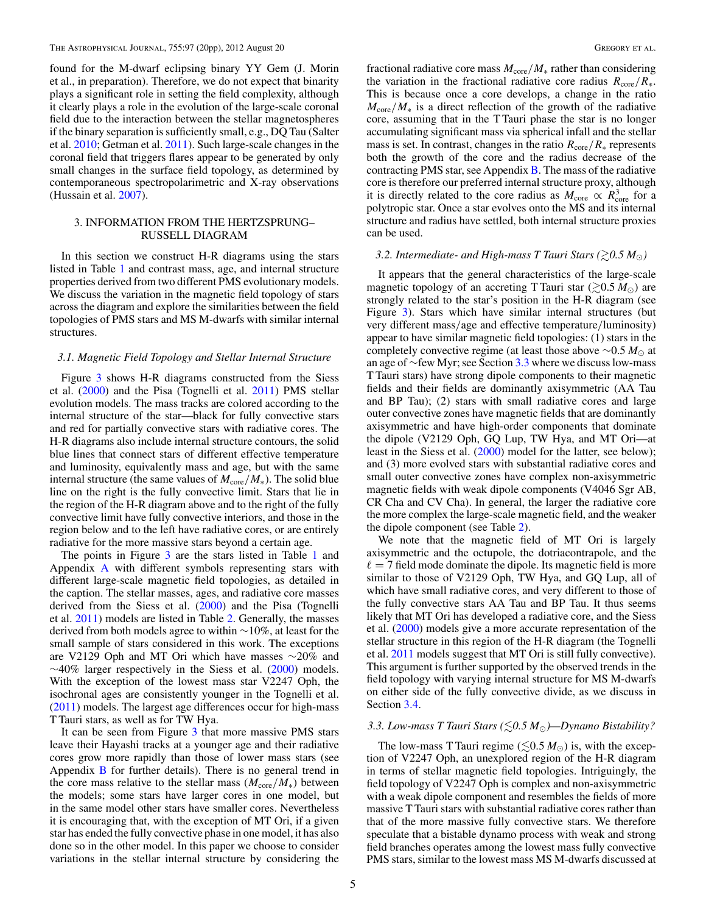found for the M-dwarf eclipsing binary YY Gem (J. Morin et al., in preparation). Therefore, we do not expect that binarity plays a significant role in setting the field complexity, although it clearly plays a role in the evolution of the large-scale coronal field due to the interaction between the stellar magnetospheres if the binary separation is sufficiently small, e.g., DQ Tau (Salter et al. 2010; Getman et al. 2011). Such large-scale changes in the coronal field that triggers flares appear to be generated by only small changes in the surface field topology, as determined by contemporaneous spectropolarimetric and X-ray observations (Hussain et al. 2007).

## 3. INFORMATION FROM THE HERTZSPRUNG–RUSSELL DIAGRAM

In this section we construct H-R diagrams using the stars listed in Table 1 and contrast mass, age, and internal structure properties derived from two different PMS evolutionary models. We discuss the variation in the magnetic field topology of stars across the diagram and explore the similarities between the field topologies of PMS stars and MS M-dwarfs with similar internal structures.

### 3.1. Magnetic Field Topology and Stellar Internal Structure

Figure 3 shows H-R diagrams constructed from the Siess et al. (2000) and the Pisa (Tognelli et al. 2011) PMS stellar evolution models. The mass tracks are colored according to the internal structure of the star—black for fully convective stars and red for partially convective stars with radiative cores. The H-R diagrams also include internal structure contours, the solid blue lines that connect stars of different effective temperature and luminosity, equivalently mass and age, but with the same internal structure (the same values of $M_{\rm core}/M_*$). The solid blue line on the right is the fully convective limit. Stars that lie in the region of the H-R diagram above and to the right of the fully convective limit have fully convective interiors, and those in the region below and to the left have radiative cores, or are entirely radiative for the more massive stars beyond a certain age.

The points in Figure 3 are the stars listed in Table 1 and Appendix A with different symbols representing stars with different large-scale magnetic field topologies, as detailed in the caption. The stellar masses, ages, and radiative core masses derived from the Siess et al. (2000) and the Pisa (Tognelli et al. 2011) models are listed in Table 2. Generally, the masses derived from both models agree to within ∼10%, at least for the small sample of stars considered in this work. The exceptions are V2129 Oph and MT Ori which have masses ∼20% and ∼40% larger respectively in the Siess et al. (2000) models. With the exception of the lowest mass star V2247 Oph, the isochronal ages are consistently younger in the Tognelli et al. (2011) models. The largest age differences occur for high-mass T Tauri stars, as well as for TW Hya.

It can be seen from Figure 3 that more massive PMS stars leave their Hayashi tracks at a younger age and their radiative cores grow more rapidly than those of lower mass stars (see Appendix B for further details). There is no general trend in the core mass relative to the stellar mass ($M_{\rm core}/M_*$) between the models; some stars have larger cores in one model, but in the same model other stars have smaller cores. Nevertheless it is encouraging that, with the exception of MT Ori, if a given star has ended the fully convective phase in one model, it has also done so in the other model. In this paper we choose to consider variations in the stellar internal structure by considering the fractional radiative core mass $M_{\rm core}/M_*$ rather than considering the variation in the fractional radiative core radius $R_{\rm core}/R_*$. This is because once a core develops, a change in the ratio $M_{\rm core}/M_*$ is a direct reflection of the growth of the radiative core, assuming that in the T Tauri phase the star is no longer accumulating significant mass via spherical infall and the stellar mass is set. In contrast, changes in the ratio $R_{\rm core}/R_*$ represents both the growth of the core and the radius decrease of the contracting PMS star, see Appendix B. The mass of the radiative core is therefore our preferred internal structure proxy, although it is directly related to the core radius as $M_{\rm core} \propto R_{\rm core}^3$ for a polytropic star. Once a star evolves onto the MS and its internal structure and radius have settled, both internal structure proxies can be used.

### 3.2. Intermediate- and High-mass T Tauri Stars ($\gtrsim$0.5 $M_\odot$)

It appears that the general characteristics of the large-scale magnetic topology of an accreting T Tauri star ($\gtrsim$0.5 $M_\odot$) are strongly related to the star's position in the H-R diagram (see Figure 3). Stars which have similar internal structures (but very different mass/age and effective temperature/luminosity) appear to have similar magnetic field topologies: (1) stars in the completely convective regime (at least those above ∼0.5 $M_\odot$ at an age of ∼few Myr; see Section 3.3 where we discuss low-mass T Tauri stars) have strong dipole components to their magnetic fields and their fields are dominantly axisymmetric (AA Tau and BP Tau); (2) stars with small radiative cores and large outer convective zones have magnetic fields that are dominantly axisymmetric and have high-order components that dominate the dipole (V2129 Oph, GQ Lup, TW Hya, and MT Ori—at least in the Siess et al. (2000) model for the latter, see below); and (3) more evolved stars with substantial radiative cores and small outer convective zones have complex non-axisymmetric magnetic fields with weak dipole components (V4046 Sgr AB, CR Cha and CV Cha). In general, the larger the radiative core the more complex the large-scale magnetic field, and the weaker the dipole component (see Table 2).

We note that the magnetic field of MT Ori is largely axisymmetric and the octupole, the dotriacontrapole, and the $\ell = 7$ field mode dominate the dipole. Its magnetic field is more similar to those of V2129 Oph, TW Hya, and GQ Lup, all of which have small radiative cores, and very different to those of the fully convective stars AA Tau and BP Tau. It thus seems likely that MT Ori has developed a radiative core, and the Siess et al. (2000) models give a more accurate representation of the stellar structure in this region of the H-R diagram (the Tognelli et al. 2011 models suggest that MT Ori is still fully convective). This argument is further supported by the observed trends in the field topology with varying internal structure for MS M-dwarfs on either side of the fully convective divide, as we discuss in Section 3.4.

### 3.3. Low-mass T Tauri Stars ($\lesssim$0.5 $M_\odot$)—Dynamo Bistability?

The low-mass T Tauri regime ($\lesssim$0.5 $M_\odot$) is, with the exception of V2247 Oph, an unexplored region of the H-R diagram in terms of stellar magnetic field topologies. Intriguingly, the field topology of V2247 Oph is complex and non-axisymmetric with a weak dipole component and resembles the fields of more massive T Tauri stars with substantial radiative cores rather than that of the more massive fully convective stars. We therefore speculate that a bistable dynamo process with weak and strong field branches operates among the lowest mass fully convective PMS stars, similar to the lowest mass MS M-dwarfs discussed at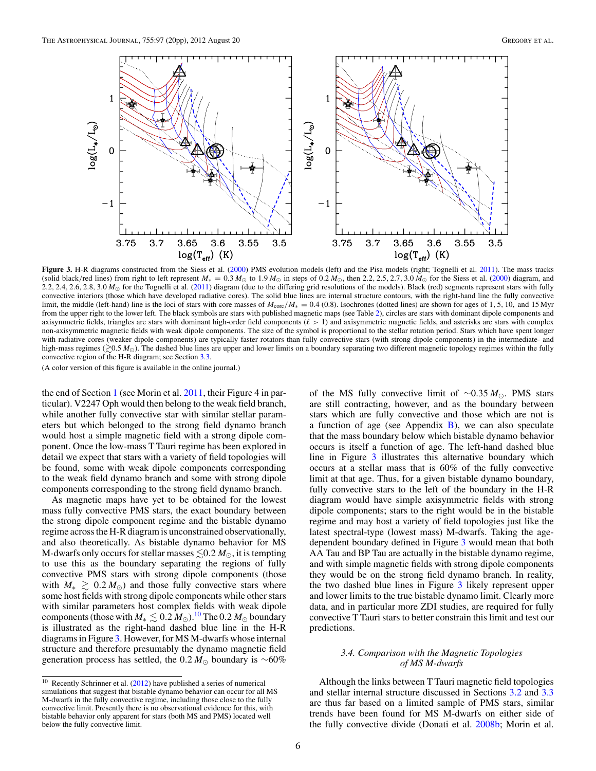**Figure 3.** H-R diagrams constructed from the Siess et al. (2000) PMS evolution models (left) and the Pisa models (right; Tognelli et al. 2011). The mass tracks (solid black/red lines) from right to left represent $M_* = 0.3\,M_\odot$ to $1.9\,M_\odot$ in steps of $0.2\,M_\odot$, then 2.2, 2.5, 2.7, $3.0\,M_\odot$ for the Siess et al. (2000) diagram, and 2.2, 2.4, 2.6, 2.8, $3.0\,M_\odot$ for the Tognelli et al. (2011) diagram (due to the differing grid resolutions of the models). Black (red) segments represent stars with fully convective interiors (those which have developed radiative cores). The solid blue lines are internal structure contours, with the right-hand line the fully convective limit, the middle (left-hand) line is the loci of stars with core masses of $M_{\rm core}/M_* = 0.4$ (0.8). Isochrones (dotted lines) are shown for ages of 1, 5, 10, and 15 Myr from the upper right to the lower left. The black symbols are stars with published magnetic maps (see Table 2), circles are stars with dominant dipole components and axisymmetric fields, triangles are stars with dominant high-order field components ($\ell > 1$) and axisymmetric magnetic fields, and asterisks are stars with complex non-axisymmetric magnetic fields with weak dipole components. The size of the symbol is proportional to the stellar rotation period. Stars which have spent longer with radiative cores (weaker dipole components) are typically faster rotators than fully convective stars (with strong dipole components) in the intermediate- and high-mass regimes ($\gtrsim 0.5\,M_\odot$). The dashed blue lines are upper and lower limits on a boundary separating two different magnetic topology regimes within the fully convective region of the H-R diagram; see Section 3.3.

(A color version of this figure is available in the online journal.)

the end of Section 1 (see Morin et al. 2011, their Figure 4 in particular). V2247 Oph would then belong to the weak field branch, while another fully convective star with similar stellar parameters but which belonged to the strong field dynamo branch would host a simple magnetic field with a strong dipole component. Once the low-mass T Tauri regime has been explored in detail we expect that stars with a variety of field topologies will be found, some with weak dipole components corresponding to the weak field dynamo branch and some with strong dipole components corresponding to the strong field dynamo branch.

As magnetic maps have yet to be obtained for the lowest mass fully convective PMS stars, the exact boundary between the strong dipole component regime and the bistable dynamo regime across the H-R diagram is unconstrained observationally, and also theoretically. As bistable dynamo behavior for MS M-dwarfs only occurs for stellar masses $\lesssim 0.2\,M_\odot$, it is tempting to use this as the boundary separating the regions of fully convective PMS stars with strong dipole components (those with $M_* \gtrsim 0.2\,M_\odot$) and those fully convective stars where some host fields with strong dipole components while other stars with similar parameters host complex fields with weak dipole components (those with $M_* \lesssim 0.2\,M_\odot$).[10] The $0.2\,M_\odot$ boundary is illustrated as the right-hand dashed blue line in the H-R diagrams in Figure 3. However, for MS M-dwarfs whose internal structure and therefore presumably the dynamo magnetic field generation process has settled, the $0.2\,M_\odot$ boundary is $\sim$60% of the MS fully convective limit of $\sim 0.35\,M_\odot$. PMS stars are still contracting, however, and as the boundary between stars which are fully convective and those which are not is a function of age (see Appendix B), we can also speculate that the mass boundary below which bistable dynamo behavior occurs is itself a function of age. The left-hand dashed blue line in Figure 3 illustrates this alternative boundary which occurs at a stellar mass that is 60% of the fully convective limit at that age. Thus, for a given bistable dynamo boundary, fully convective stars to the left of the boundary in the H-R diagram would have simple axisymmetric fields with strong dipole components; stars to the right would be in the bistable regime and may host a variety of field topologies just like the latest spectral-type (lowest mass) M-dwarfs. Taking the age-dependent boundary defined in Figure 3 would mean that both AA Tau and BP Tau are actually in the bistable dynamo regime, and with simple magnetic fields with strong dipole components they would be on the strong field dynamo branch. In reality, the two dashed blue lines in Figure 3 likely represent upper and lower limits to the true bistable dynamo limit. Clearly more data, and in particular more ZDI studies, are required for fully convective T Tauri stars to better constrain this limit and test our predictions.

### 3.4. *Comparison with the Magnetic Topologies of MS M-dwarfs*

Although the links between T Tauri magnetic field topologies and stellar internal structure discussed in Sections 3.2 and 3.3 are thus far based on a limited sample of PMS stars, similar trends have been found for MS M-dwarfs on either side of the fully convective divide (Donati et al. 2008b; Morin et al.

[10] Recently Schrinner et al. (2012) have published a series of numerical simulations that suggest that bistable dynamo behavior can occur for all MS M-dwarfs in the fully convective regime, including those close to the fully convective limit. Presently there is no observational evidence for this, with bistable behavior only apparent for stars (both MS and PMS) located well below the fully convective limit.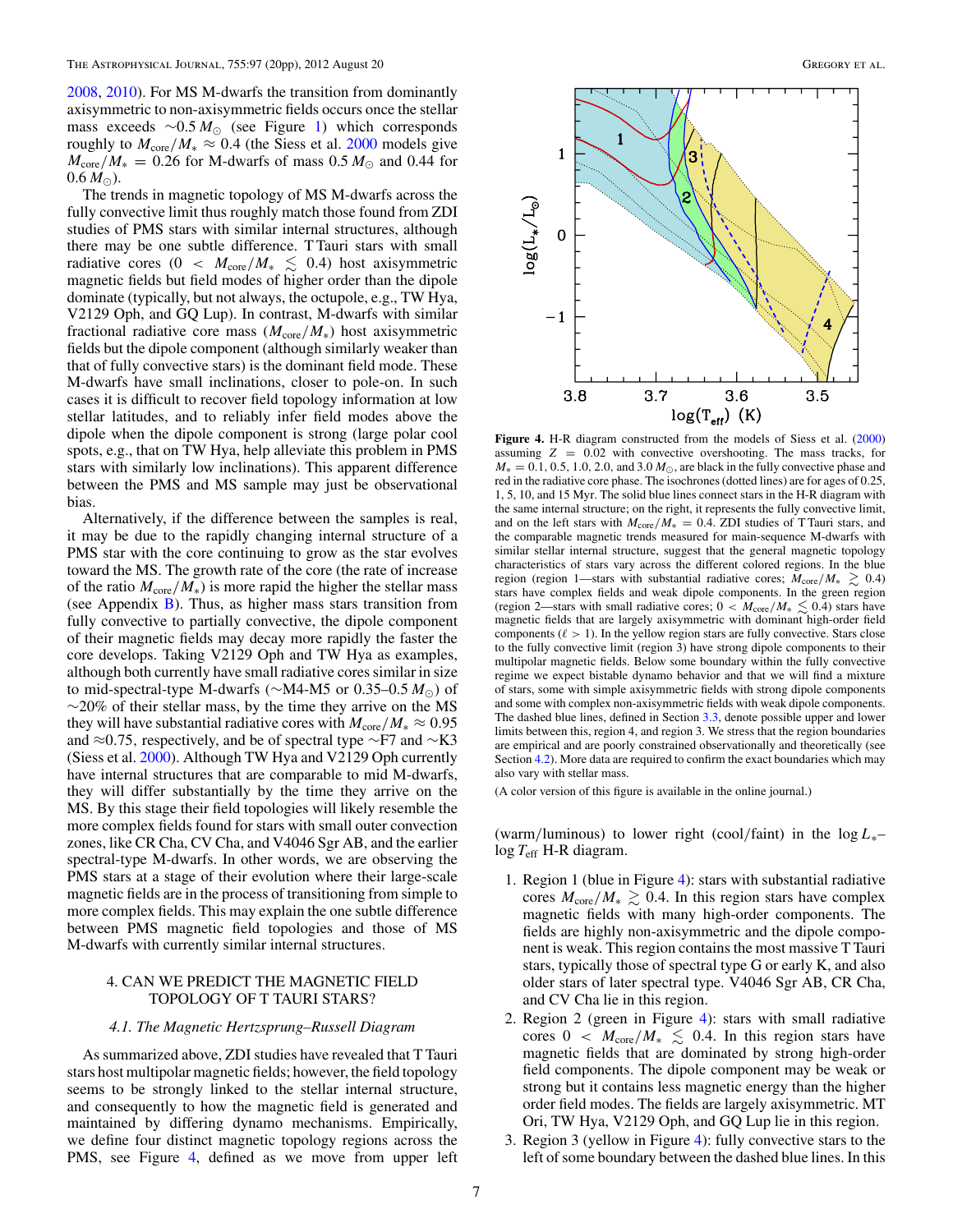2008, 2010). For MS M-dwarfs the transition from dominantly axisymmetric to non-axisymmetric fields occurs once the stellar mass exceeds $\sim 0.5\,M_\odot$ (see Figure 1) which corresponds roughly to $M_{\rm core}/M_* \approx 0.4$ (the Siess et al. 2000 models give $M_{\rm core}/M_* = 0.26$ for M-dwarfs of mass $0.5\,M_\odot$ and 0.44 for $0.6\,M_\odot$).

The trends in magnetic topology of MS M-dwarfs across the fully convective limit thus roughly match those found from ZDI studies of PMS stars with similar internal structures, although there may be one subtle difference. T Tauri stars with small radiative cores ($0 < M_{\rm core}/M_* \lesssim 0.4$) host axisymmetric magnetic fields but field modes of higher order than the dipole dominate (typically, but not always, the octupole, e.g., TW Hya, V2129 Oph, and GQ Lup). In contrast, M-dwarfs with similar fractional radiative core mass ($M_{\rm core}/M_*$) host axisymmetric fields but the dipole component (although similarly weaker than that of fully convective stars) is the dominant field mode. These M-dwarfs have small inclinations, closer to pole-on. In such cases it is difficult to recover field topology information at low stellar latitudes, and to reliably infer field modes above the dipole when the dipole component is strong (large polar cool spots, e.g., that on TW Hya, help alleviate this problem in PMS stars with similarly low inclinations). This apparent difference between the PMS and MS sample may just be observational bias.

Alternatively, if the difference between the samples is real, it may be due to the rapidly changing internal structure of a PMS star with the core continuing to grow as the star evolves toward the MS. The growth rate of the core (the rate of increase of the ratio $M_{\rm core}/M_*$) is more rapid the higher the stellar mass (see Appendix B). Thus, as higher mass stars transition from fully convective to partially convective, the dipole component of their magnetic fields may decay more rapidly the faster the core develops. Taking V2129 Oph and TW Hya as examples, although both currently have small radiative cores similar in size to mid-spectral-type M-dwarfs ($\sim$M4-M5 or 0.35–0.5 $M_\odot$) of $\sim$20% of their stellar mass, by the time they arrive on the MS they will have substantial radiative cores with $M_{\rm core}/M_* \approx 0.95$ and $\approx$0.75, respectively, and be of spectral type $\sim$F7 and $\sim$K3 (Siess et al. 2000). Although TW Hya and V2129 Oph currently have internal structures that are comparable to mid M-dwarfs, they will differ substantially by the time they arrive on the MS. By this stage their field topologies will likely resemble the more complex fields found for stars with small outer convection zones, like CR Cha, CV Cha, and V4046 Sgr AB, and the earlier spectral-type M-dwarfs. In other words, we are observing the PMS stars at a stage of their evolution where their large-scale magnetic fields are in the process of transitioning from simple to more complex fields. This may explain the one subtle difference between PMS magnetic field topologies and those of MS M-dwarfs with currently similar internal structures.

## 4. CAN WE PREDICT THE MAGNETIC FIELD TOPOLOGY OF T TAURI STARS?

### *4.1. The Magnetic Hertzsprung–Russell Diagram*

As summarized above, ZDI studies have revealed that T Tauri stars host multipolar magnetic fields; however, the field topology seems to be strongly linked to the stellar internal structure, and consequently to how the magnetic field is generated and maintained by differing dynamo mechanisms. Empirically, we define four distinct magnetic topology regions across the PMS, see Figure 4, defined as we move from upper left (warm/luminous) to lower right (cool/faint) in the $\log L_*$–$\log T_{\rm eff}$ H-R diagram.

**Figure 4.** H-R diagram constructed from the models of Siess et al. (2000) assuming $Z = 0.02$ with convective overshooting. The mass tracks, for $M_* = 0.1, 0.5, 1.0, 2.0$, and $3.0\,M_\odot$, are black in the fully convective phase and red in the radiative core phase. The isochrones (dotted lines) are for ages of 0.25, 1, 5, 10, and 15 Myr. The solid blue lines connect stars in the H-R diagram with the same internal structure; on the right, it represents the fully convective limit, and on the left stars with $M_{\rm core}/M_* = 0.4$. ZDI studies of T Tauri stars, and the comparable magnetic trends measured for main-sequence M-dwarfs with similar stellar internal structure, suggest that the general magnetic topology characteristics of stars vary across the different colored regions. In the blue region (region 1—stars with substantial radiative cores; $M_{\rm core}/M_* \gtrsim 0.4$) stars have complex fields and weak dipole components. In the green region (region 2—stars with small radiative cores; $0 < M_{\rm core}/M_* \lesssim 0.4$) stars have magnetic fields that are largely axisymmetric with dominant high-order field components ($\ell > 1$). In the yellow region stars are fully convective. Stars close to the fully convective limit (region 3) have strong dipole components to their multipolar magnetic fields. Below some boundary within the fully convective regime we expect bistable dynamo behavior and that we will find a mixture of stars, some with simple axisymmetric fields with strong dipole components and some with complex non-axisymmetric fields with weak dipole components. The dashed blue lines, defined in Section 3.3, denote possible upper and lower limits between this, region 4, and region 3. We stress that the region boundaries are empirical and are poorly constrained observationally and theoretically (see Section 4.2). More data are required to confirm the exact boundaries which may also vary with stellar mass.

(A color version of this figure is available in the online journal.)

1. Region 1 (blue in Figure 4): stars with substantial radiative cores $M_{\rm core}/M_* \gtrsim 0.4$. In this region stars have complex magnetic fields with many high-order components. The fields are highly non-axisymmetric and the dipole component is weak. This region contains the most massive T Tauri stars, typically those of spectral type G or early K, and also older stars of later spectral type. V4046 Sgr AB, CR Cha, and CV Cha lie in this region.
2. Region 2 (green in Figure 4): stars with small radiative cores $0 < M_{\rm core}/M_* \lesssim 0.4$. In this region stars have magnetic fields that are dominated by strong high-order field components. The dipole component may be weak or strong but it contains less magnetic energy than the higher order field modes. The fields are largely axisymmetric. MT Ori, TW Hya, V2129 Oph, and GQ Lup lie in this region.
3. Region 3 (yellow in Figure 4): fully convective stars to the left of some boundary between the dashed blue lines. In this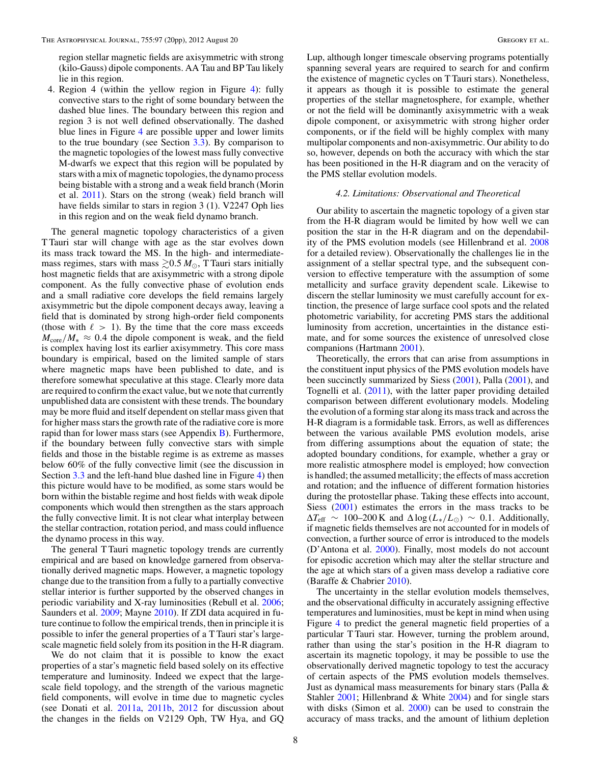region stellar magnetic fields are axisymmetric with strong (kilo-Gauss) dipole components. AA Tau and BP Tau likely lie in this region.

4. Region 4 (within the yellow region in Figure 4): fully convective stars to the right of some boundary between the dashed blue lines. The boundary between this region and region 3 is not well defined observationally. The dashed blue lines in Figure 4 are possible upper and lower limits to the true boundary (see Section 3.3). By comparison to the magnetic topologies of the lowest mass fully convective M-dwarfs we expect that this region will be populated by stars with a mix of magnetic topologies, the dynamo process being bistable with a strong and a weak field branch (Morin et al. 2011). Stars on the strong (weak) field branch will have fields similar to stars in region 3 (1). V2247 Oph lies in this region and on the weak field dynamo branch.

The general magnetic topology characteristics of a given T Tauri star will change with age as the star evolves down its mass track toward the MS. In the high- and intermediate-mass regimes, stars with mass $\gtrsim 0.5\,M_\odot$, T Tauri stars initially host magnetic fields that are axisymmetric with a strong dipole component. As the fully convective phase of evolution ends and a small radiative core develops the field remains largely axisymmetric but the dipole component decays away, leaving a field that is dominated by strong high-order field components (those with $\ell > 1$). By the time that the core mass exceeds $M_{\rm core}/M_* \approx 0.4$ the dipole component is weak, and the field is complex having lost its earlier axisymmetry. This core mass boundary is empirical, based on the limited sample of stars where magnetic maps have been published to date, and is therefore somewhat speculative at this stage. Clearly more data are required to confirm the exact value, but we note that currently unpublished data are consistent with these trends. The boundary may be more fluid and itself dependent on stellar mass given that for higher mass stars the growth rate of the radiative core is more rapid than for lower mass stars (see Appendix B). Furthermore, if the boundary between fully convective stars with simple fields and those in the bistable regime is as extreme as masses below 60% of the fully convective limit (see the discussion in Section 3.3 and the left-hand blue dashed line in Figure 4) then this picture would have to be modified, as some stars would be born within the bistable regime and host fields with weak dipole components which would then strengthen as the stars approach the fully convective limit. It is not clear what interplay between the stellar contraction, rotation period, and mass could influence the dynamo process in this way.

The general T Tauri magnetic topology trends are currently empirical and are based on knowledge garnered from observationally derived magnetic maps. However, a magnetic topology change due to the transition from a fully to a partially convective stellar interior is further supported by the observed changes in periodic variability and X-ray luminosities (Rebull et al. 2006; Saunders et al. 2009; Mayne 2010). If ZDI data acquired in future continue to follow the empirical trends, then in principle it is possible to infer the general properties of a T Tauri star's large-scale magnetic field solely from its position in the H-R diagram.

We do not claim that it is possible to know the exact properties of a star's magnetic field based solely on its effective temperature and luminosity. Indeed we expect that the large-scale field topology, and the strength of the various magnetic field components, will evolve in time due to magnetic cycles (see Donati et al. 2011a, 2011b, 2012 for discussion about the changes in the fields on V2129 Oph, TW Hya, and GQ Lup, although longer timescale observing programs potentially spanning several years are required to search for and confirm the existence of magnetic cycles on T Tauri stars). Nonetheless, it appears as though it is possible to estimate the general properties of the stellar magnetosphere, for example, whether or not the field will be dominantly axisymmetric with a weak dipole component, or axisymmetric with strong higher order components, or if the field will be highly complex with many multipolar components and non-axisymmetric. Our ability to do so, however, depends on both the accuracy with which the star has been positioned in the H-R diagram and on the veracity of the PMS stellar evolution models.

### 4.2. Limitations: Observational and Theoretical

Our ability to ascertain the magnetic topology of a given star from the H-R diagram would be limited by how well we can position the star in the H-R diagram and on the dependability of the PMS evolution models (see Hillenbrand et al. 2008 for a detailed review). Observationally the challenges lie in the assignment of a stellar spectral type, and the subsequent conversion to effective temperature with the assumption of some metallicity and surface gravity dependent scale. Likewise to discern the stellar luminosity we must carefully account for extinction, the presence of large surface cool spots and the related photometric variability, for accreting PMS stars the additional luminosity from accretion, uncertainties in the distance estimate, and for some sources the existence of unresolved close companions (Hartmann 2001).

Theoretically, the errors that can arise from assumptions in the constituent input physics of the PMS evolution models have been succinctly summarized by Siess (2001), Palla (2001), and Tognelli et al. (2011), with the latter paper providing detailed comparison between different evolutionary models. Modeling the evolution of a forming star along its mass track and across the H-R diagram is a formidable task. Errors, as well as differences between the various available PMS evolution models, arise from differing assumptions about the equation of state; the adopted boundary conditions, for example, whether a gray or more realistic atmosphere model is employed; how convection is handled; the assumed metallicity; the effects of mass accretion and rotation; and the influence of different formation histories during the protostellar phase. Taking these effects into account, Siess (2001) estimates the errors in the mass tracks to be $\Delta T_{\rm eff} \sim 100$–$200$ K and $\Delta \log (L_*/L_\odot) \sim 0.1$. Additionally, if magnetic fields themselves are not accounted for in models of convection, a further source of error is introduced to the models (D'Antona et al. 2000). Finally, most models do not account for episodic accretion which may alter the stellar structure and the age at which stars of a given mass develop a radiative core (Baraffe & Chabrier 2010).

The uncertainty in the stellar evolution models themselves, and the observational difficulty in accurately assigning effective temperatures and luminosities, must be kept in mind when using Figure 4 to predict the general magnetic field properties of a particular T Tauri star. However, turning the problem around, rather than using the star's position in the H-R diagram to ascertain its magnetic topology, it may be possible to use the observationally derived magnetic topology to test the accuracy of certain aspects of the PMS evolution models themselves. Just as dynamical mass measurements for binary stars (Palla & Stahler 2001; Hillenbrand & White 2004) and for single stars with disks (Simon et al. 2000) can be used to constrain the accuracy of mass tracks, and the amount of lithium depletion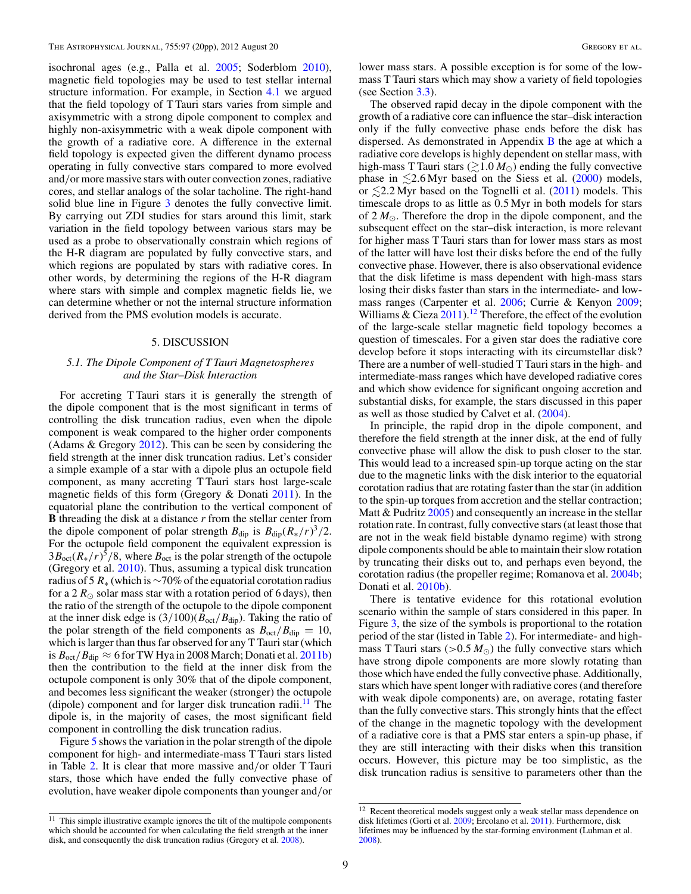isochronal ages (e.g., Palla et al. 2005; Soderblom 2010), magnetic field topologies may be used to test stellar internal structure information. For example, in Section 4.1 we argued that the field topology of T Tauri stars varies from simple and axisymmetric with a strong dipole component to complex and highly non-axisymmetric with a weak dipole component with the growth of a radiative core. A difference in the external field topology is expected given the different dynamo process operating in fully convective stars compared to more evolved and/or more massive stars with outer convection zones, radiative cores, and stellar analogs of the solar tacholine. The right-hand solid blue line in Figure 3 denotes the fully convective limit. By carrying out ZDI studies for stars around this limit, stark variation in the field topology between various stars may be used as a probe to observationally constrain which regions of the H-R diagram are populated by fully convective stars, and which regions are populated by stars with radiative cores. In other words, by determining the regions of the H-R diagram where stars with simple and complex magnetic fields lie, we can determine whether or not the internal structure information derived from the PMS evolution models is accurate.

## 5. DISCUSSION

### 5.1. The Dipole Component of T Tauri Magnetospheres and the Star–Disk Interaction

For accreting T Tauri stars it is generally the strength of the dipole component that is the most significant in terms of controlling the disk truncation radius, even when the dipole component is weak compared to the higher order components (Adams & Gregory 2012). This can be seen by considering the field strength at the inner disk truncation radius. Let's consider a simple example of a star with a dipole plus an octupole field component, as many accreting T Tauri stars host large-scale magnetic fields of this form (Gregory & Donati 2011). In the equatorial plane the contribution to the vertical component of **B** threading the disk at a distance $r$ from the stellar center from the dipole component of polar strength $B_{\rm dip}$ is $B_{\rm dip}(R_*/r)^3/2$. For the octupole field component the equivalent expression is $3B_{\rm oct}(R_*/r)^5/8$, where $B_{\rm oct}$ is the polar strength of the octupole (Gregory et al. 2010). Thus, assuming a typical disk truncation radius of 5 $R_*$ (which is ~70% of the equatorial corotation radius for a 2 $R_\odot$ solar mass star with a rotation period of 6 days), then the ratio of the strength of the octupole to the dipole component at the inner disk edge is $(3/100)(B_{\rm oct}/B_{\rm dip})$. Taking the ratio of the polar strength of the field components as $B_{\rm oct}/B_{\rm dip} = 10$, which is larger than thus far observed for any T Tauri star (which is $B_{\rm oct}/B_{\rm dip} \approx 6$ for TW Hya in 2008 March; Donati et al. 2011b) then the contribution to the field at the inner disk from the octupole component is only 30% that of the dipole component, and becomes less significant the weaker (stronger) the octupole (dipole) component and for larger disk truncation radii.[11] The dipole is, in the majority of cases, the most significant field component in controlling the disk truncation radius.

Figure 5 shows the variation in the polar strength of the dipole component for high- and intermediate-mass T Tauri stars listed in Table 2. It is clear that more massive and/or older T Tauri stars, those which have ended the fully convective phase of evolution, have weaker dipole components than younger and/or lower mass stars. A possible exception is for some of the low-mass T Tauri stars which may show a variety of field topologies (see Section 3.3).

The observed rapid decay in the dipole component with the growth of a radiative core can influence the star–disk interaction only if the fully convective phase ends before the disk has dispersed. As demonstrated in Appendix B the age at which a radiative core develops is highly dependent on stellar mass, with high-mass T Tauri stars ($\gtrsim 1.0\,M_\odot$) ending the fully convective phase in $\lesssim 2.6$ Myr based on the Siess et al. (2000) models, or $\lesssim 2.2$ Myr based on the Tognelli et al. (2011) models. This timescale drops to as little as 0.5 Myr in both models for stars of 2 $M_\odot$. Therefore the drop in the dipole component, and the subsequent effect on the star–disk interaction, is more relevant for higher mass T Tauri stars than for lower mass stars as most of the latter will have lost their disks before the end of the fully convective phase. However, there is also observational evidence that the disk lifetime is mass dependent with high-mass stars losing their disks faster than stars in the intermediate- and low-mass ranges (Carpenter et al. 2006; Currie & Kenyon 2009; Williams & Cieza 2011).[12] Therefore, the effect of the evolution of the large-scale stellar magnetic field topology becomes a question of timescales. For a given star does the radiative core develop before it stops interacting with its circumstellar disk? There are a number of well-studied T Tauri stars in the high- and intermediate-mass ranges which have developed radiative cores and which show evidence for significant ongoing accretion and substantial disks, for example, the stars discussed in this paper as well as those studied by Calvet et al. (2004).

In principle, the rapid drop in the dipole component, and therefore the field strength at the inner disk, at the end of fully convective phase will allow the disk to push closer to the star. This would lead to a increased spin-up torque acting on the star due to the magnetic links with the disk interior to the equatorial corotation radius that are rotating faster than the star (in addition to the spin-up torques from accretion and the stellar contraction; Matt & Pudritz 2005) and consequently an increase in the stellar rotation rate. In contrast, fully convective stars (at least those that are not in the weak field bistable dynamo regime) with strong dipole components should be able to maintain their slow rotation by truncating their disks out to, and perhaps even beyond, the corotation radius (the propeller regime; Romanova et al. 2004b; Donati et al. 2010b).

There is tentative evidence for this rotational evolution scenario within the sample of stars considered in this paper. In Figure 3, the size of the symbols is proportional to the rotation period of the star (listed in Table 2). For intermediate- and high-mass T Tauri stars ($>0.5\,M_\odot$) the fully convective stars which have strong dipole components are more slowly rotating than those which have ended the fully convective phase. Additionally, stars which have spent longer with radiative cores (and therefore with weak dipole components) are, on average, rotating faster than the fully convective stars. This strongly hints that the effect of the change in the magnetic topology with the development of a radiative core is that a PMS star enters a spin-up phase, if they are still interacting with their disks when this transition occurs. However, this picture may be too simplistic, as the disk truncation radius is sensitive to parameters other than the

---

[11] This simple illustrative example ignores the tilt of the multipole components which should be accounted for when calculating the field strength at the inner disk, and consequently the disk truncation radius (Gregory et al. 2008).

[12] Recent theoretical models suggest only a weak stellar mass dependence on disk lifetimes (Gorti et al. 2009; Ercolano et al. 2011). Furthermore, disk lifetimes may be influenced by the star-forming environment (Luhman et al. 2008).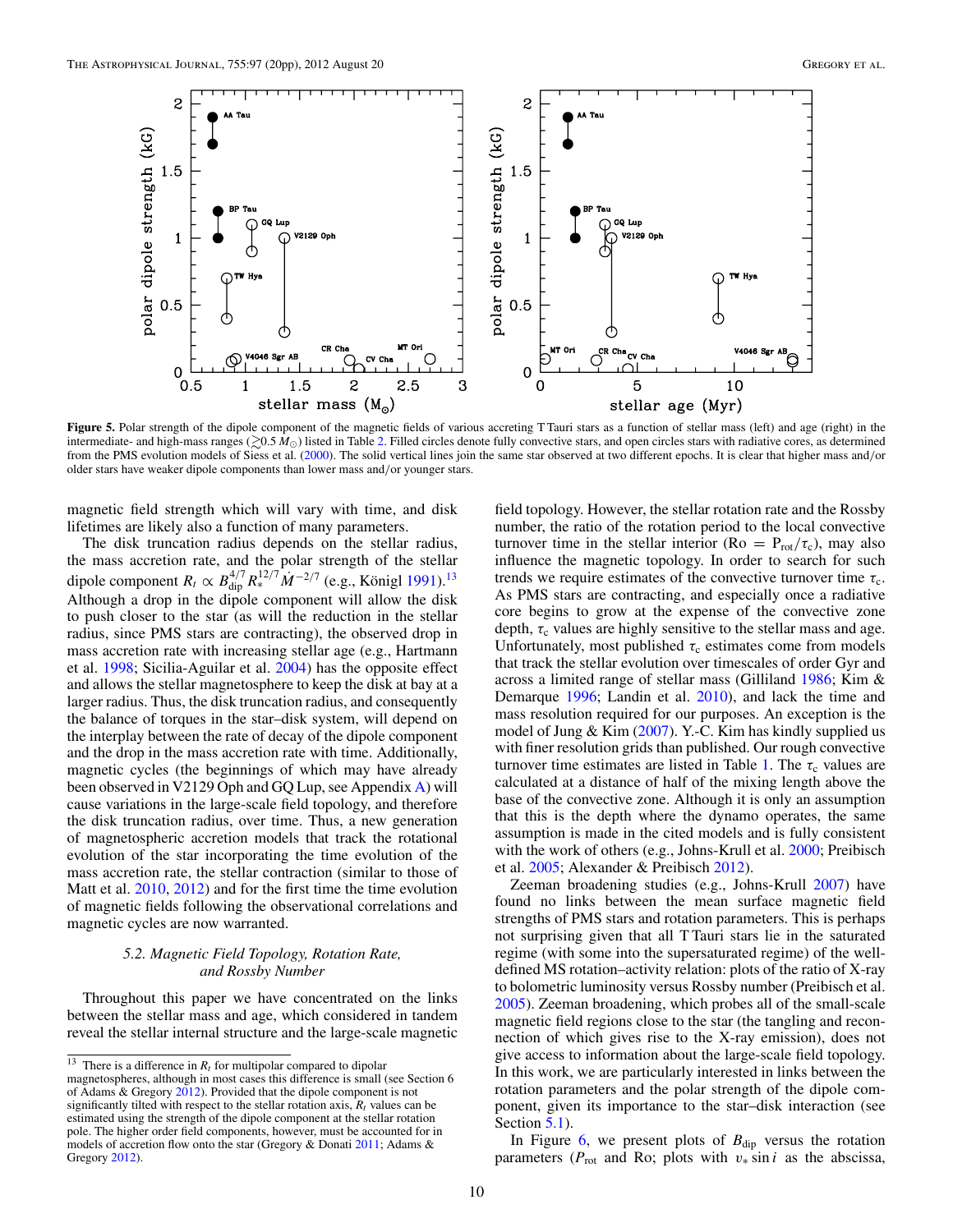**Figure 5.** Polar strength of the dipole component of the magnetic fields of various accreting T Tauri stars as a function of stellar mass (left) and age (right) in the intermediate- and high-mass ranges ($\gtrsim 0.5\,M_\odot$) listed in Table 2. Filled circles denote fully convective stars, and open circles stars with radiative cores, as determined from the PMS evolution models of Siess et al. (2000). The solid vertical lines join the same star observed at two different epochs. It is clear that higher mass and/or older stars have weaker dipole components than lower mass and/or younger stars.

magnetic field strength which will vary with time, and disk lifetimes are likely also a function of many parameters.

The disk truncation radius depends on the stellar radius, the mass accretion rate, and the polar strength of the stellar dipole component $R_t \propto B_{\rm dip}^{4/7} R_*^{12/7} \dot{M}^{-2/7}$ (e.g., Königl 1991).[13] Although a drop in the dipole component will allow the disk to push closer to the star (as will the reduction in the stellar radius, since PMS stars are contracting), the observed drop in mass accretion rate with increasing stellar age (e.g., Hartmann et al. 1998; Sicilia-Aguilar et al. 2004) has the opposite effect and allows the stellar magnetosphere to keep the disk at bay at a larger radius. Thus, the disk truncation radius, and consequently the balance of torques in the star–disk system, will depend on the interplay between the rate of decay of the dipole component and the drop in the mass accretion rate with time. Additionally, magnetic cycles (the beginnings of which may have already been observed in V2129 Oph and GQ Lup, see Appendix A) will cause variations in the large-scale field topology, and therefore the disk truncation radius, over time. Thus, a new generation of magnetospheric accretion models that track the rotational evolution of the star incorporating the time evolution of the mass accretion rate, the stellar contraction (similar to those of Matt et al. 2010, 2012) and for the first time the time evolution of magnetic fields following the observational correlations and magnetic cycles are now warranted.

### 5.2. *Magnetic Field Topology, Rotation Rate, and Rossby Number*

Throughout this paper we have concentrated on the links between the stellar mass and age, which considered in tandem reveal the stellar internal structure and the large-scale magnetic field topology. However, the stellar rotation rate and the Rossby number, the ratio of the rotation period to the local convective turnover time in the stellar interior (${\rm Ro} = {\rm P}_{\rm rot}/\tau_{\rm c}$), may also influence the magnetic topology. In order to search for such trends we require estimates of the convective turnover time $\tau_{\rm c}$. As PMS stars are contracting, and especially once a radiative core begins to grow at the expense of the convective zone depth, $\tau_{\rm c}$ values are highly sensitive to the stellar mass and age. Unfortunately, most published $\tau_{\rm c}$ estimates come from models that track the stellar evolution over timescales of order Gyr and across a limited range of stellar mass (Gilliland 1986; Kim & Demarque 1996; Landin et al. 2010), and lack the time and mass resolution required for our purposes. An exception is the model of Jung & Kim (2007). Y.-C. Kim has kindly supplied us with finer resolution grids than published. Our rough convective turnover time estimates are listed in Table 1. The $\tau_{\rm c}$ values are calculated at a distance of half of the mixing length above the base of the convective zone. Although it is only an assumption that this is the depth where the dynamo operates, the same assumption is made in the cited models and is fully consistent with the work of others (e.g., Johns-Krull et al. 2000; Preibisch et al. 2005; Alexander & Preibisch 2012).

Zeeman broadening studies (e.g., Johns-Krull 2007) have found no links between the mean surface magnetic field strengths of PMS stars and rotation parameters. This is perhaps not surprising given that all T Tauri stars lie in the saturated regime (with some into the supersaturated regime) of the well-defined MS rotation–activity relation: plots of the ratio of X-ray to bolometric luminosity versus Rossby number (Preibisch et al. 2005). Zeeman broadening, which probes all of the small-scale magnetic field regions close to the star (the tangling and reconnection of which gives rise to the X-ray emission), does not give access to information about the large-scale field topology. In this work, we are particularly interested in links between the rotation parameters and the polar strength of the dipole component, given its importance to the star–disk interaction (see Section 5.1).

In Figure 6, we present plots of $B_{\rm dip}$ versus the rotation parameters ($P_{\rm rot}$ and Ro; plots with $v_* \sin i$ as the abscissa,

[13] There is a difference in $R_t$ for multipolar compared to dipolar magnetospheres, although in most cases this difference is small (see Section 6 of Adams & Gregory 2012). Provided that the dipole component is not significantly tilted with respect to the stellar rotation axis, $R_t$ values can be estimated using the strength of the dipole component at the stellar rotation pole. The higher order field components, however, must be accounted for in models of accretion flow onto the star (Gregory & Donati 2011; Adams & Gregory 2012).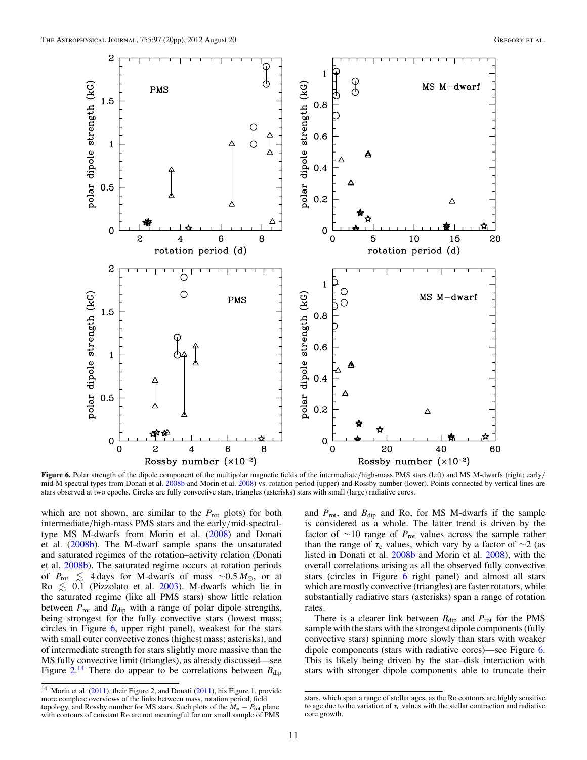**Figure 6.** Polar strength of the dipole component of the multipolar magnetic fields of the intermediate/high-mass PMS stars (left) and MS M-dwarfs (right; early/mid-M spectral types from Donati et al. 2008b and Morin et al. 2008) vs. rotation period (upper) and Rossby number (lower). Points connected by vertical lines are stars observed at two epochs. Circles are fully convective stars, triangles (asterisks) stars with small (large) radiative cores.

which are not shown, are similar to the $P_{\rm rot}$ plots) for both intermediate/high-mass PMS stars and the early/mid-spectral-type MS M-dwarfs from Morin et al. (2008) and Donati et al. (2008b). The M-dwarf sample spans the unsaturated and saturated regimes of the rotation–activity relation (Donati et al. 2008b). The saturated regime occurs at rotation periods of $P_{\rm rot} \lesssim 4$ days for M-dwarfs of mass $\sim 0.5\,M_\odot$, or at Ro $\lesssim 0.1$ (Pizzolato et al. 2003). M-dwarfs which lie in the saturated regime (like all PMS stars) show little relation between $P_{\rm rot}$ and $B_{\rm dip}$ with a range of polar dipole strengths, being strongest for the fully convective stars (lowest mass; circles in Figure 6, upper right panel), weakest for the stars with small outer convective zones (highest mass; asterisks), and of intermediate strength for stars slightly more massive than the MS fully convective limit (triangles), as already discussed—see Figure 2.[14] There do appear to be correlations between $B_{\rm dip}$ and $P_{\rm rot}$, and $B_{\rm dip}$ and Ro, for MS M-dwarfs if the sample is considered as a whole. The latter trend is driven by the factor of $\sim$10 range of $P_{\rm rot}$ values across the sample rather than the range of $\tau_{\rm c}$ values, which vary by a factor of $\sim$2 (as listed in Donati et al. 2008b and Morin et al. 2008), with the overall correlations arising as all the observed fully convective stars (circles in Figure 6 right panel) and almost all stars which are mostly convective (triangles) are faster rotators, while substantially radiative stars (asterisks) span a range of rotation rates.

There is a clearer link between $B_{\rm dip}$ and $P_{\rm rot}$ for the PMS sample with the stars with the strongest dipole components (fully convective stars) spinning more slowly than stars with weaker dipole components (stars with radiative cores)—see Figure 6. This is likely being driven by the star–disk interaction with stars with stronger dipole components able to truncate their

[14] Morin et al. (2011), their Figure 2, and Donati (2011), his Figure 1, provide more complete overviews of the links between mass, rotation period, field topology, and Rossby number for MS stars. Such plots of the $M_* - P_{\rm rot}$ plane with contours of constant Ro are not meaningful for our small sample of PMS stars, which span a range of stellar ages, as the Ro contours are highly sensitive to age due to the variation of $\tau_{\rm c}$ values with the stellar contraction and radiative core growth.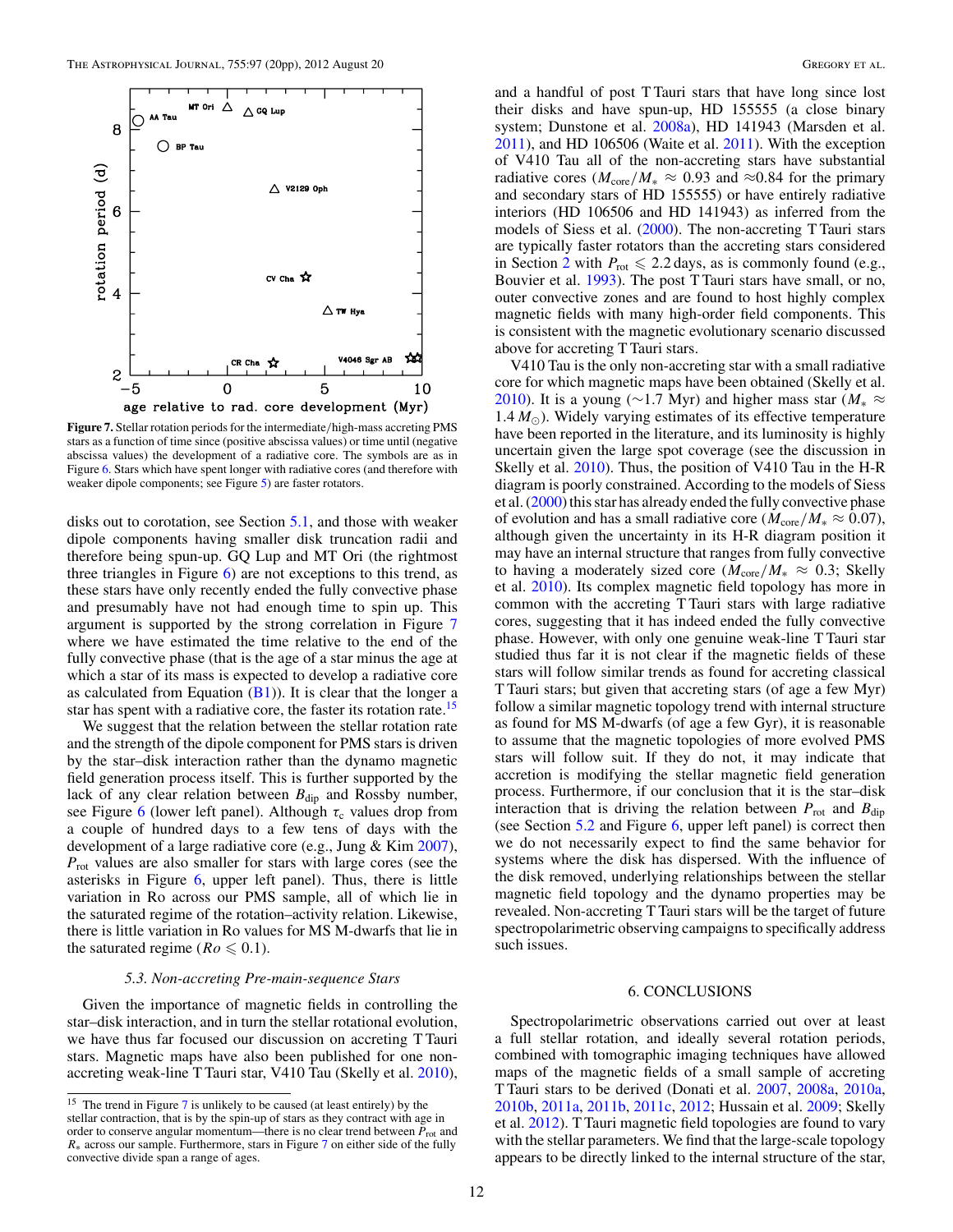**Figure 7.** Stellar rotation periods for the intermediate/high-mass accreting PMS stars as a function of time since (positive abscissa values) or time until (negative abscissa values) the development of a radiative core. The symbols are as in Figure 6. Stars which have spent longer with radiative cores (and therefore with weaker dipole components; see Figure 5) are faster rotators.

disks out to corotation, see Section 5.1, and those with weaker dipole components having smaller disk truncation radii and therefore being spun-up. GQ Lup and MT Ori (the rightmost three triangles in Figure 6) are not exceptions to this trend, as these stars have only recently ended the fully convective phase and presumably have not had enough time to spin up. This argument is supported by the strong correlation in Figure 7 where we have estimated the time relative to the end of the fully convective phase (that is the age of a star minus the age at which a star of its mass is expected to develop a radiative core as calculated from Equation (B1)). It is clear that the longer a star has spent with a radiative core, the faster its rotation rate.[15]

We suggest that the relation between the stellar rotation rate and the strength of the dipole component for PMS stars is driven by the star–disk interaction rather than the dynamo magnetic field generation process itself. This is further supported by the lack of any clear relation between $B_{\rm dip}$ and Rossby number, see Figure 6 (lower left panel). Although $\tau_{\rm c}$ values drop from a couple of hundred days to a few tens of days with the development of a large radiative core (e.g., Jung & Kim 2007), $P_{\rm rot}$ values are also smaller for stars with large cores (see the asterisks in Figure 6, upper left panel). Thus, there is little variation in Ro across our PMS sample, all of which lie in the saturated regime of the rotation–activity relation. Likewise, there is little variation in Ro values for MS M-dwarfs that lie in the saturated regime ($Ro \leqslant 0.1$).

### 5.3. Non-accreting Pre-main-sequence Stars

Given the importance of magnetic fields in controlling the star–disk interaction, and in turn the stellar rotational evolution, we have thus far focused our discussion on accreting T Tauri stars. Magnetic maps have also been published for one non-accreting weak-line T Tauri star, V410 Tau (Skelly et al. 2010), and a handful of post T Tauri stars that have long since lost their disks and have spun-up, HD 155555 (a close binary system; Dunstone et al. 2008a), HD 141943 (Marsden et al. 2011), and HD 106506 (Waite et al. 2011). With the exception of V410 Tau all of the non-accreting stars have substantial radiative cores ($M_{\rm core}/M_* \approx 0.93$ and $\approx 0.84$ for the primary and secondary stars of HD 155555) or have entirely radiative interiors (HD 106506 and HD 141943) as inferred from the models of Siess et al. (2000). The non-accreting T Tauri stars are typically faster rotators than the accreting stars considered in Section 2 with $P_{\rm rot} \leqslant 2.2$ days, as is commonly found (e.g., Bouvier et al. 1993). The post T Tauri stars have small, or no, outer convective zones and are found to host highly complex magnetic fields with many high-order field components. This is consistent with the magnetic evolutionary scenario discussed above for accreting T Tauri stars.

V410 Tau is the only non-accreting star with a small radiative core for which magnetic maps have been obtained (Skelly et al. 2010). It is a young (~1.7 Myr) and higher mass star ($M_* \approx 1.4\,M_\odot$). Widely varying estimates of its effective temperature have been reported in the literature, and its luminosity is highly uncertain given the large spot coverage (see the discussion in Skelly et al. 2010). Thus, the position of V410 Tau in the H-R diagram is poorly constrained. According to the models of Siess et al. (2000) this star has already ended the fully convective phase of evolution and has a small radiative core ($M_{\rm core}/M_* \approx 0.07$), although given the uncertainty in its H-R diagram position it may have an internal structure that ranges from fully convective to having a moderately sized core ($M_{\rm core}/M_* \approx 0.3$; Skelly et al. 2010). Its complex magnetic field topology has more in common with the accreting T Tauri stars with large radiative cores, suggesting that it has indeed ended the fully convective phase. However, with only one genuine weak-line T Tauri star studied thus far it is not clear if the magnetic fields of these stars will follow similar trends as found for accreting classical T Tauri stars; but given that accreting stars (of age a few Myr) follow a similar magnetic topology trend with internal structure as found for MS M-dwarfs (of age a few Gyr), it is reasonable to assume that the magnetic topologies of more evolved PMS stars will follow suit. If they do not, it may indicate that accretion is modifying the stellar magnetic field generation process. Furthermore, if our conclusion that it is the star–disk interaction that is driving the relation between $P_{\rm rot}$ and $B_{\rm dip}$ (see Section 5.2 and Figure 6, upper left panel) is correct then we do not necessarily expect to find the same behavior for systems where the disk has dispersed. With the influence of the disk removed, underlying relationships between the stellar magnetic field topology and the dynamo properties may be revealed. Non-accreting T Tauri stars will be the target of future spectropolarimetric observing campaigns to specifically address such issues.

## 6. CONCLUSIONS

Spectropolarimetric observations carried out over at least a full stellar rotation, and ideally several rotation periods, combined with tomographic imaging techniques have allowed maps of the magnetic fields of a small sample of accreting T Tauri stars to be derived (Donati et al. 2007, 2008a, 2010a, 2010b, 2011a, 2011b, 2011c, 2012; Hussain et al. 2009; Skelly et al. 2012). T Tauri magnetic field topologies are found to vary with the stellar parameters. We find that the large-scale topology appears to be directly linked to the internal structure of the star,

[15] The trend in Figure 7 is unlikely to be caused (at least entirely) by the stellar contraction, that is by the spin-up of stars as they contract with age in order to conserve angular momentum—there is no clear trend between $P_{\rm rot}$ and $R_*$ across our sample. Furthermore, stars in Figure 7 on either side of the fully convective divide span a range of ages.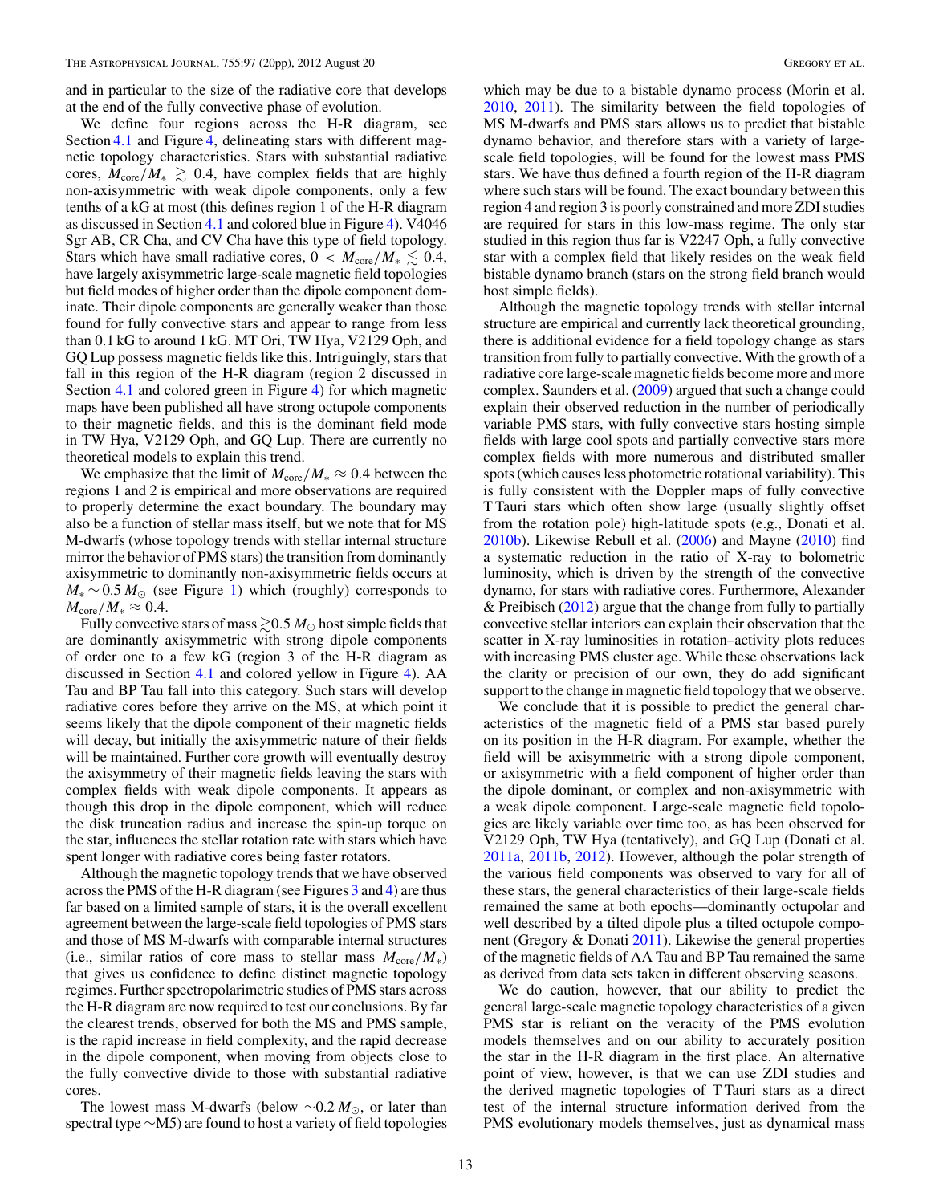and in particular to the size of the radiative core that develops at the end of the fully convective phase of evolution.

We define four regions across the H-R diagram, see Section 4.1 and Figure 4, delineating stars with different magnetic topology characteristics. Stars with substantial radiative cores, $M_{\rm core}/M_* \gtrsim 0.4$, have complex fields that are highly non-axisymmetric with weak dipole components, only a few tenths of a kG at most (this defines region 1 of the H-R diagram as discussed in Section 4.1 and colored blue in Figure 4). V4046 Sgr AB, CR Cha, and CV Cha have this type of field topology. Stars which have small radiative cores, $0 < M_{\rm core}/M_* \lesssim 0.4$, have largely axisymmetric large-scale magnetic field topologies but field modes of higher order than the dipole component dominate. Their dipole components are generally weaker than those found for fully convective stars and appear to range from less than 0.1 kG to around 1 kG. MT Ori, TW Hya, V2129 Oph, and GQ Lup possess magnetic fields like this. Intriguingly, stars that fall in this region of the H-R diagram (region 2 discussed in Section 4.1 and colored green in Figure 4) for which magnetic maps have been published all have strong octupole components to their magnetic fields, and this is the dominant field mode in TW Hya, V2129 Oph, and GQ Lup. There are currently no theoretical models to explain this trend.

We emphasize that the limit of $M_{\rm core}/M_* \approx 0.4$ between the regions 1 and 2 is empirical and more observations are required to properly determine the exact boundary. The boundary may also be a function of stellar mass itself, but we note that for MS M-dwarfs (whose topology trends with stellar internal structure mirror the behavior of PMS stars) the transition from dominantly axisymmetric to dominantly non-axisymmetric fields occurs at $M_* \sim 0.5\,M_\odot$ (see Figure 1) which (roughly) corresponds to $M_{\rm core}/M_* \approx 0.4$.

Fully convective stars of mass $\gtrsim 0.5\,M_\odot$ host simple fields that are dominantly axisymmetric with strong dipole components of order one to a few kG (region 3 of the H-R diagram as discussed in Section 4.1 and colored yellow in Figure 4). AA Tau and BP Tau fall into this category. Such stars will develop radiative cores before they arrive on the MS, at which point it seems likely that the dipole component of their magnetic fields will decay, but initially the axisymmetric nature of their fields will be maintained. Further core growth will eventually destroy the axisymmetry of their magnetic fields leaving the stars with complex fields with weak dipole components. It appears as though this drop in the dipole component, which will reduce the disk truncation radius and increase the spin-up torque on the star, influences the stellar rotation rate with stars which have spent longer with radiative cores being faster rotators.

Although the magnetic topology trends that we have observed across the PMS of the H-R diagram (see Figures 3 and 4) are thus far based on a limited sample of stars, it is the overall excellent agreement between the large-scale field topologies of PMS stars and those of MS M-dwarfs with comparable internal structures (i.e., similar ratios of core mass to stellar mass $M_{\rm core}/M_*$) that gives us confidence to define distinct magnetic topology regimes. Further spectropolarimetric studies of PMS stars across the H-R diagram are now required to test our conclusions. By far the clearest trends, observed for both the MS and PMS sample, is the rapid increase in field complexity, and the rapid decrease in the dipole component, when moving from objects close to the fully convective divide to those with substantial radiative cores.

The lowest mass M-dwarfs (below $\sim 0.2\,M_\odot$, or later than spectral type $\sim$M5) are found to host a variety of field topologies which may be due to a bistable dynamo process (Morin et al. 2010, 2011). The similarity between the field topologies of MS M-dwarfs and PMS stars allows us to predict that bistable dynamo behavior, and therefore stars with a variety of large-scale field topologies, will be found for the lowest mass PMS stars. We have thus defined a fourth region of the H-R diagram where such stars will be found. The exact boundary between this region 4 and region 3 is poorly constrained and more ZDI studies are required for stars in this low-mass regime. The only star studied in this region thus far is V2247 Oph, a fully convective star with a complex field that likely resides on the weak field bistable dynamo branch (stars on the strong field branch would host simple fields).

Although the magnetic topology trends with stellar internal structure are empirical and currently lack theoretical grounding, there is additional evidence for a field topology change as stars transition from fully to partially convective. With the growth of a radiative core large-scale magnetic fields become more and more complex. Saunders et al. (2009) argued that such a change could explain their observed reduction in the number of periodically variable PMS stars, with fully convective stars hosting simple fields with large cool spots and partially convective stars more complex fields with more numerous and distributed smaller spots (which causes less photometric rotational variability). This is fully consistent with the Doppler maps of fully convective T Tauri stars which often show large (usually slightly offset from the rotation pole) high-latitude spots (e.g., Donati et al. 2010b). Likewise Rebull et al. (2006) and Mayne (2010) find a systematic reduction in the ratio of X-ray to bolometric luminosity, which is driven by the strength of the convective dynamo, for stars with radiative cores. Furthermore, Alexander & Preibisch (2012) argue that the change from fully to partially convective stellar interiors can explain their observation that the scatter in X-ray luminosities in rotation–activity plots reduces with increasing PMS cluster age. While these observations lack the clarity or precision of our own, they do add significant support to the change in magnetic field topology that we observe.

We conclude that it is possible to predict the general characteristics of the magnetic field of a PMS star based purely on its position in the H-R diagram. For example, whether the field will be axisymmetric with a strong dipole component, or axisymmetric with a field component of higher order than the dipole dominant, or complex and non-axisymmetric with a weak dipole component. Large-scale magnetic field topologies are likely variable over time too, as has been observed for V2129 Oph, TW Hya (tentatively), and GQ Lup (Donati et al. 2011a, 2011b, 2012). However, although the polar strength of the various field components was observed to vary for all of these stars, the general characteristics of their large-scale fields remained the same at both epochs—dominantly octupolar and well described by a tilted dipole plus a tilted octupole component (Gregory & Donati 2011). Likewise the general properties of the magnetic fields of AA Tau and BP Tau remained the same as derived from data sets taken in different observing seasons.

We do caution, however, that our ability to predict the general large-scale magnetic topology characteristics of a given PMS star is reliant on the veracity of the PMS evolution models themselves and on our ability to accurately position the star in the H-R diagram in the first place. An alternative point of view, however, is that we can use ZDI studies and the derived magnetic topologies of T Tauri stars as a direct test of the internal structure information derived from the PMS evolutionary models themselves, just as dynamical mass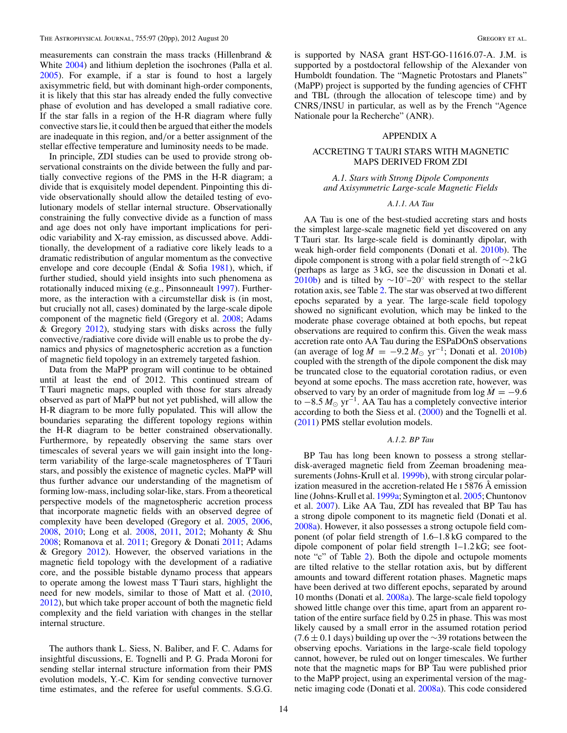measurements can constrain the mass tracks (Hillenbrand & White 2004) and lithium depletion the isochrones (Palla et al. 2005). For example, if a star is found to host a largely axisymmetric field, but with dominant high-order components, it is likely that this star has already ended the fully convective phase of evolution and has developed a small radiative core. If the star falls in a region of the H-R diagram where fully convective stars lie, it could then be argued that either the models are inadequate in this region, and/or a better assignment of the stellar effective temperature and luminosity needs to be made.

In principle, ZDI studies can be used to provide strong observational constraints on the divide between the fully and partially convective regions of the PMS in the H-R diagram; a divide that is exquisitely model dependent. Pinpointing this divide observationally should allow the detailed testing of evolutionary models of stellar internal structure. Observationally constraining the fully convective divide as a function of mass and age does not only have important implications for periodic variability and X-ray emission, as discussed above. Additionally, the development of a radiative core likely leads to a dramatic redistribution of angular momentum as the convective envelope and core decouple (Endal & Sofia 1981), which, if further studied, should yield insights into such phenomena as rotationally induced mixing (e.g., Pinsonneault 1997). Furthermore, as the interaction with a circumstellar disk is (in most, but crucially not all, cases) dominated by the large-scale dipole component of the magnetic field (Gregory et al. 2008; Adams & Gregory 2012), studying stars with disks across the fully convective/radiative core divide will enable us to probe the dynamics and physics of magnetospheric accretion as a function of magnetic field topology in an extremely targeted fashion.

Data from the MaPP program will continue to be obtained until at least the end of 2012. This continued stream of T Tauri magnetic maps, coupled with those for stars already observed as part of MaPP but not yet published, will allow the H-R diagram to be more fully populated. This will allow the boundaries separating the different topology regions within the H-R diagram to be better constrained observationally. Furthermore, by repeatedly observing the same stars over timescales of several years we will gain insight into the long-term variability of the large-scale magnetospheres of T Tauri stars, and possibly the existence of magnetic cycles. MaPP will thus further advance our understanding of the magnetism of forming low-mass, including solar-like, stars. From a theoretical perspective models of the magnetospheric accretion process that incorporate magnetic fields with an observed degree of complexity have been developed (Gregory et al. 2005, 2006, 2008, 2010; Long et al. 2008, 2011, 2012; Mohanty & Shu 2008; Romanova et al. 2011; Gregory & Donati 2011; Adams & Gregory 2012). However, the observed variations in the magnetic field topology with the development of a radiative core, and the possible bistable dynamo process that appears to operate among the lowest mass T Tauri stars, highlight the need for new models, similar to those of Matt et al. (2010, 2012), but which take proper account of both the magnetic field complexity and the field variation with changes in the stellar internal structure.

The authors thank L. Siess, N. Baliber, and F. C. Adams for insightful discussions, E. Tognelli and P. G. Prada Moroni for sending stellar internal structure information from their PMS evolution models, Y.-C. Kim for sending convective turnover time estimates, and the referee for useful comments. S.G.G. is supported by NASA grant HST-GO-11616.07-A. J.M. is supported by a postdoctoral fellowship of the Alexander von Humboldt foundation. The "Magnetic Protostars and Planets" (MaPP) project is supported by the funding agencies of CFHT and TBL (through the allocation of telescope time) and by CNRS/INSU in particular, as well as by the French "Agence Nationale pour la Recherche" (ANR).

## APPENDIX A

## ACCRETING T TAURI STARS WITH MAGNETIC MAPS DERIVED FROM ZDI

### *A.1. Stars with Strong Dipole Components and Axisymmetric Large-scale Magnetic Fields*

#### *A.1.1. AA Tau*

AA Tau is one of the best-studied accreting stars and hosts the simplest large-scale magnetic field yet discovered on any T Tauri star. Its large-scale field is dominantly dipolar, with weak high-order field components (Donati et al. 2010b). The dipole component is strong with a polar field strength of $\sim$2 kG (perhaps as large as 3 kG, see the discussion in Donati et al. 2010b) and is tilted by $\sim10°$–$20°$ with respect to the stellar rotation axis, see Table 2. The star was observed at two different epochs separated by a year. The large-scale field topology showed no significant evolution, which may be linked to the moderate phase coverage obtained at both epochs, but repeat observations are required to confirm this. Given the weak mass accretion rate onto AA Tau during the ESPaDOnS observations (an average of $\log \dot{M} = -9.2\,M_\odot\ \mathrm{yr}^{-1}$; Donati et al. 2010b) coupled with the strength of the dipole component the disk may be truncated close to the equatorial corotation radius, or even beyond at some epochs. The mass accretion rate, however, was observed to vary by an order of magnitude from $\log \dot{M} = -9.6$ to $-8.5\,M_\odot\ \mathrm{yr}^{-1}$. AA Tau has a completely convective interior according to both the Siess et al. (2000) and the Tognelli et al. (2011) PMS stellar evolution models.

#### *A.1.2. BP Tau*

BP Tau has long been known to possess a strong stellar-disk-averaged magnetic field from Zeeman broadening measurements (Johns-Krull et al. 1999b), with strong circular polarization measured in the accretion-related He I 5876 Å emission line (Johns-Krull et al. 1999a; Symington et al. 2005; Chuntonov et al. 2007). Like AA Tau, ZDI has revealed that BP Tau has a strong dipole component to its magnetic field (Donati et al. 2008a). However, it also possesses a strong octupole field component (of polar field strength of 1.6–1.8 kG compared to the dipole component of polar field strength 1–1.2 kG; see footnote "c" of Table 2). Both the dipole and octupole moments are tilted relative to the stellar rotation axis, but by different amounts and toward different rotation phases. Magnetic maps have been derived at two different epochs, separated by around 10 months (Donati et al. 2008a). The large-scale field topology showed little change over this time, apart from an apparent rotation of the entire surface field by 0.25 in phase. This was most likely caused by a small error in the assumed rotation period ($7.6 \pm 0.1$ days) building up over the $\sim$39 rotations between the observing epochs. Variations in the large-scale field topology cannot, however, be ruled out on longer timescales. We further note that the magnetic maps for BP Tau were published prior to the MaPP project, using an experimental version of the magnetic imaging code (Donati et al. 2008a). This code considered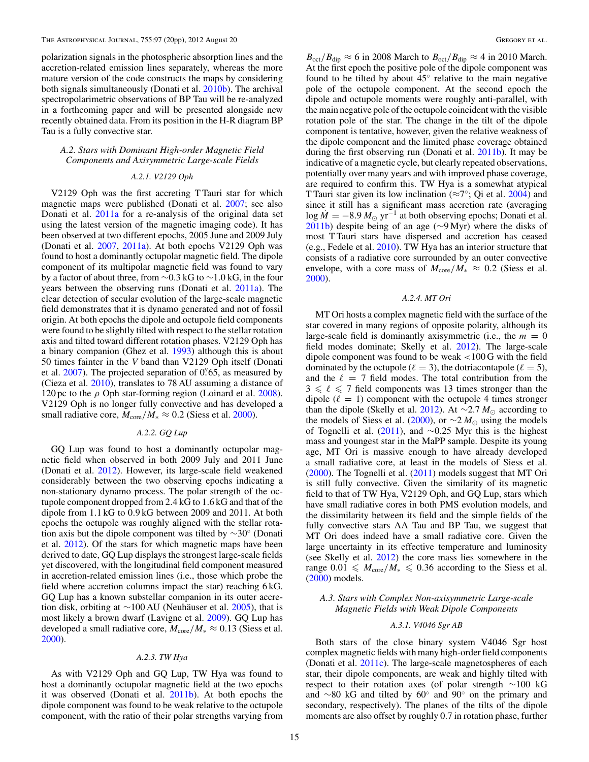polarization signals in the photospheric absorption lines and the accretion-related emission lines separately, whereas the more mature version of the code constructs the maps by considering both signals simultaneously (Donati et al. 2010b). The archival spectropolarimetric observations of BP Tau will be re-analyzed in a forthcoming paper and will be presented alongside new recently obtained data. From its position in the H-R diagram BP Tau is a fully convective star.

### A.2. Stars with Dominant High-order Magnetic Field Components and Axisymmetric Large-scale Fields

#### A.2.1. V2129 Oph

V2129 Oph was the first accreting T Tauri star for which magnetic maps were published (Donati et al. 2007; see also Donati et al. 2011a for a re-analysis of the original data set using the latest version of the magnetic imaging code). It has been observed at two different epochs, 2005 June and 2009 July (Donati et al. 2007, 2011a). At both epochs V2129 Oph was found to host a dominantly octupolar magnetic field. The dipole component of its multipolar magnetic field was found to vary by a factor of about three, from ∼0.3 kG to ∼1.0 kG, in the four years between the observing runs (Donati et al. 2011a). The clear detection of secular evolution of the large-scale magnetic field demonstrates that it is dynamo generated and not of fossil origin. At both epochs the dipole and octupole field components were found to be slightly tilted with respect to the stellar rotation axis and tilted toward different rotation phases. V2129 Oph has a binary companion (Ghez et al. 1993) although this is about 50 times fainter in the $V$ band than V2129 Oph itself (Donati et al. 2007). The projected separation of 0.″65, as measured by (Cieza et al. 2010), translates to 78 AU assuming a distance of 120 pc to the $\rho$ Oph star-forming region (Loinard et al. 2008). V2129 Oph is no longer fully convective and has developed a small radiative core, $M_{\rm core}/M_{*} \approx 0.2$ (Siess et al. 2000).

#### A.2.2. GQ Lup

GQ Lup was found to host a dominantly octupolar magnetic field when observed in both 2009 July and 2011 June (Donati et al. 2012). However, its large-scale field weakened considerably between the two observing epochs indicating a non-stationary dynamo process. The polar strength of the octupole component dropped from 2.4 kG to 1.6 kG and that of the dipole from 1.1 kG to 0.9 kG between 2009 and 2011. At both epochs the octupole was roughly aligned with the stellar rotation axis but the dipole component was tilted by ∼30° (Donati et al. 2012). Of the stars for which magnetic maps have been derived to date, GQ Lup displays the strongest large-scale fields yet discovered, with the longitudinal field component measured in accretion-related emission lines (i.e., those which probe the field where accretion columns impact the star) reaching 6 kG. GQ Lup has a known substellar companion in its outer accretion disk, orbiting at ∼100 AU (Neuhäuser et al. 2005), that is most likely a brown dwarf (Lavigne et al. 2009). GQ Lup has developed a small radiative core, $M_{\rm core}/M_{*} \approx 0.13$ (Siess et al. 2000).

#### A.2.3. TW Hya

As with V2129 Oph and GQ Lup, TW Hya was found to host a dominantly octupolar magnetic field at the two epochs it was observed (Donati et al. 2011b). At both epochs the dipole component was found to be weak relative to the octupole component, with the ratio of their polar strengths varying from $B_{\rm oct}/B_{\rm dip} \approx 6$ in 2008 March to $B_{\rm oct}/B_{\rm dip} \approx 4$ in 2010 March. At the first epoch the positive pole of the dipole component was found to be tilted by about 45° relative to the main negative pole of the octupole component. At the second epoch the dipole and octupole moments were roughly anti-parallel, with the main negative pole of the octupole coincident with the visible rotation pole of the star. The change in the tilt of the dipole component is tentative, however, given the relative weakness of the dipole component and the limited phase coverage obtained during the first observing run (Donati et al. 2011b). It may be indicative of a magnetic cycle, but clearly repeated observations, potentially over many years and with improved phase coverage, are required to confirm this. TW Hya is a somewhat atypical T Tauri star given its low inclination (≈7°; Qi et al. 2004) and since it still has a significant mass accretion rate (averaging $\log \dot{M} = -8.9\,M_{\odot}\,{\rm yr}^{-1}$ at both observing epochs; Donati et al. 2011b) despite being of an age (∼9 Myr) where the disks of most T Tauri stars have dispersed and accretion has ceased (e.g., Fedele et al. 2010). TW Hya has an interior structure that consists of a radiative core surrounded by an outer convective envelope, with a core mass of $M_{\rm core}/M_{*} \approx 0.2$ (Siess et al. 2000).

#### A.2.4. MT Ori

MT Ori hosts a complex magnetic field with the surface of the star covered in many regions of opposite polarity, although its large-scale field is dominantly axisymmetric (i.e., the $m = 0$ field modes dominate; Skelly et al. 2012). The large-scale dipole component was found to be weak <100 G with the field dominated by the octupole ($\ell = 3$), the dotriacontapole ($\ell = 5$), and the $\ell = 7$ field modes. The total contribution from the $3 \leqslant \ell \leqslant 7$ field components was 13 times stronger than the dipole ($\ell = 1$) component with the octupole 4 times stronger than the dipole (Skelly et al. 2012). At ∼2.7 $M_{\odot}$ according to the models of Siess et al. (2000), or ∼2 $M_{\odot}$ using the models of Tognelli et al. (2011), and ∼0.25 Myr this is the highest mass and youngest star in the MaPP sample. Despite its young age, MT Ori is massive enough to have already developed a small radiative core, at least in the models of Siess et al. (2000). The Tognelli et al. (2011) models suggest that MT Ori is still fully convective. Given the similarity of its magnetic field to that of TW Hya, V2129 Oph, and GQ Lup, stars which have small radiative cores in both PMS evolution models, and the dissimilarity between its field and the simple fields of the fully convective stars AA Tau and BP Tau, we suggest that MT Ori does indeed have a small radiative core. Given the large uncertainty in its effective temperature and luminosity (see Skelly et al. 2012) the core mass lies somewhere in the range $0.01 \leqslant M_{\rm core}/M_{*} \leqslant 0.36$ according to the Siess et al. (2000) models.

### A.3. Stars with Complex Non-axisymmetric Large-scale Magnetic Fields with Weak Dipole Components

#### A.3.1. V4046 Sgr AB

Both stars of the close binary system V4046 Sgr host complex magnetic fields with many high-order field components (Donati et al. 2011c). The large-scale magnetospheres of each star, their dipole components, are weak and highly tilted with respect to their rotation axes (of polar strength ∼100 kG and ∼80 kG and tilted by 60° and 90° on the primary and secondary, respectively). The planes of the tilts of the dipole moments are also offset by roughly 0.7 in rotation phase, further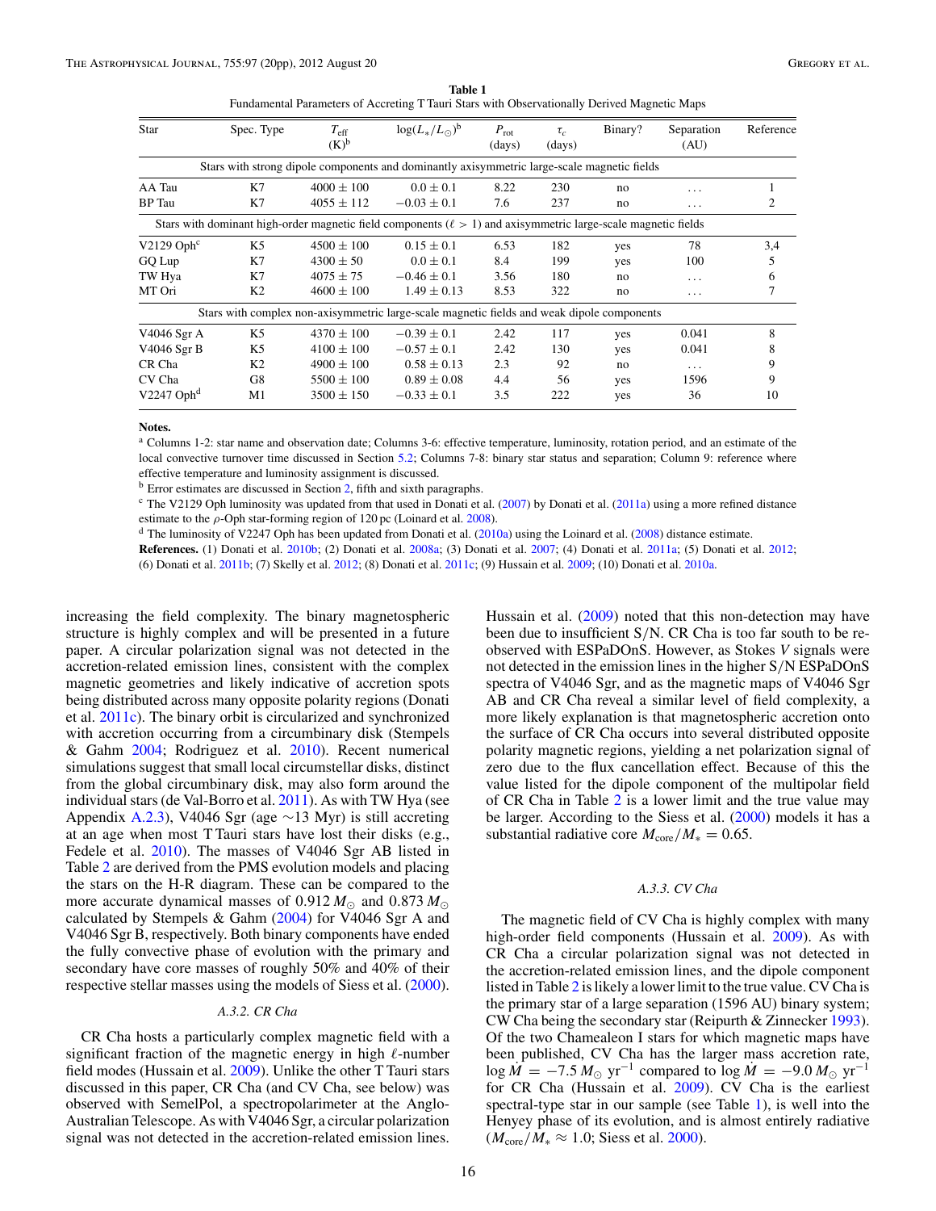**Table 1**
Fundamental Parameters of Accreting T Tauri Stars with Observationally Derived Magnetic Maps

| Star | Spec. Type | $T_{\rm eff}$ (K)[b] | $\log(L_*/L_\odot)$[b] | $P_{\rm rot}$ (days) | $\tau_c$ (days) | Binary? | Separation (AU) | Reference |
|---|---|---|---|---|---|---|---|---|
| Stars with strong dipole components and dominantly axisymmetric large-scale magnetic fields | | | | | | | | |
| AA Tau | K7 | $4000 \pm 100$ | $0.0 \pm 0.1$ | 8.22 | 230 | no | ... | 1 |
| BP Tau | K7 | $4055 \pm 112$ | $-0.03 \pm 0.1$ | 7.6 | 237 | no | ... | 2 |
| Stars with dominant high-order magnetic field components ($\ell > 1$) and axisymmetric large-scale magnetic fields | | | | | | | | |
| V2129 Oph[c] | K5 | $4500 \pm 100$ | $0.15 \pm 0.1$ | 6.53 | 182 | yes | 78 | 3,4 |
| GQ Lup | K7 | $4300 \pm 50$ | $0.0 \pm 0.1$ | 8.4 | 199 | yes | 100 | 5 |
| TW Hya | K7 | $4075 \pm 75$ | $-0.46 \pm 0.1$ | 3.56 | 180 | no | ... | 6 |
| MT Ori | K2 | $4600 \pm 100$ | $1.49 \pm 0.13$ | 8.53 | 322 | no | ... | 7 |
| Stars with complex non-axisymmetric large-scale magnetic fields and weak dipole components | | | | | | | | |
| V4046 Sgr A | K5 | $4370 \pm 100$ | $-0.39 \pm 0.1$ | 2.42 | 117 | yes | 0.041 | 8 |
| V4046 Sgr B | K5 | $4100 \pm 100$ | $-0.57 \pm 0.1$ | 2.42 | 130 | yes | 0.041 | 8 |
| CR Cha | K2 | $4900 \pm 100$ | $0.58 \pm 0.13$ | 2.3 | 92 | no | ... | 9 |
| CV Cha | G8 | $5500 \pm 100$ | $0.89 \pm 0.08$ | 4.4 | 56 | yes | 1596 | 9 |
| V2247 Oph[d] | M1 | $3500 \pm 150$ | $-0.33 \pm 0.1$ | 3.5 | 222 | yes | 36 | 10 |

**Notes.**
[a] Columns 1-2: star name and observation date; Columns 3-6: effective temperature, luminosity, rotation period, and an estimate of the local convective turnover time discussed in Section 5.2; Columns 7-8: binary star status and separation; Column 9: reference where effective temperature and luminosity assignment is discussed.
[b] Error estimates are discussed in Section 2, fifth and sixth paragraphs.
[c] The V2129 Oph luminosity was updated from that used in Donati et al. (2007) by Donati et al. (2011a) using a more refined distance estimate to the $\rho$-Oph star-forming region of 120 pc (Loinard et al. 2008).
[d] The luminosity of V2247 Oph has been updated from Donati et al. (2010a) using the Loinard et al. (2008) distance estimate.
**References.** (1) Donati et al. 2010b; (2) Donati et al. 2008a; (3) Donati et al. 2007; (4) Donati et al. 2011a; (5) Donati et al. 2012; (6) Donati et al. 2011b; (7) Skelly et al. 2012; (8) Donati et al. 2011c; (9) Hussain et al. 2009; (10) Donati et al. 2010a.

increasing the field complexity. The binary magnetospheric structure is highly complex and will be presented in a future paper. A circular polarization signal was not detected in the accretion-related emission lines, consistent with the complex magnetic geometries and likely indicative of accretion spots being distributed across many opposite polarity regions (Donati et al. 2011c). The binary orbit is circularized and synchronized with accretion occurring from a circumbinary disk (Stempels & Gahm 2004; Rodriguez et al. 2010). Recent numerical simulations suggest that small local circumstellar disks, distinct from the global circumbinary disk, may also form around the individual stars (de Val-Borro et al. 2011). As with TW Hya (see Appendix A.2.3), V4046 Sgr (age ~13 Myr) is still accreting at an age when most T Tauri stars have lost their disks (e.g., Fedele et al. 2010). The masses of V4046 Sgr AB listed in Table 2 are derived from the PMS evolution models and placing the stars on the H-R diagram. These can be compared to the more accurate dynamical masses of $0.912\,M_\odot$ and $0.873\,M_\odot$ calculated by Stempels & Gahm (2004) for V4046 Sgr A and V4046 Sgr B, respectively. Both binary components have ended the fully convective phase of evolution with the primary and secondary have core masses of roughly 50% and 40% of their respective stellar masses using the models of Siess et al. (2000).

#### A.3.2. CR Cha

CR Cha hosts a particularly complex magnetic field with a significant fraction of the magnetic energy in high $\ell$-number field modes (Hussain et al. 2009). Unlike the other T Tauri stars discussed in this paper, CR Cha (and CV Cha, see below) was observed with SemelPol, a spectropolarimeter at the Anglo-Australian Telescope. As with V4046 Sgr, a circular polarization signal was not detected in the accretion-related emission lines. Hussain et al. (2009) noted that this non-detection may have been due to insufficient S/N. CR Cha is too far south to be re-observed with ESPaDOnS. However, as Stokes $V$ signals were not detected in the emission lines in the higher S/N ESPaDOnS spectra of V4046 Sgr, and as the magnetic maps of V4046 Sgr AB and CR Cha reveal a similar level of field complexity, a more likely explanation is that magnetospheric accretion onto the surface of CR Cha occurs into several distributed opposite polarity magnetic regions, yielding a net polarization signal of zero due to the flux cancellation effect. Because of this the value listed for the dipole component of the multipolar field of CR Cha in Table 2 is a lower limit and the true value may be larger. According to the Siess et al. (2000) models it has a substantial radiative core $M_{\rm core}/M_* = 0.65$.

#### A.3.3. CV Cha

The magnetic field of CV Cha is highly complex with many high-order field components (Hussain et al. 2009). As with CR Cha a circular polarization signal was not detected in the accretion-related emission lines, and the dipole component listed in Table 2 is likely a lower limit to the true value. CV Cha is the primary star of a large separation (1596 AU) binary system; CW Cha being the secondary star (Reipurth & Zinnecker 1993). Of the two Chamaeleon I stars for which magnetic maps have been published, CV Cha has the larger mass accretion rate, $\log \dot{M} = -7.5\,M_\odot\,{\rm yr}^{-1}$ compared to $\log \dot{M} = -9.0\,M_\odot\,{\rm yr}^{-1}$ for CR Cha (Hussain et al. 2009). CV Cha is the earliest spectral-type star in our sample (see Table 1), is well into the Henyey phase of its evolution, and is almost entirely radiative ($M_{\rm core}/M_* \approx 1.0$; Siess et al. 2000).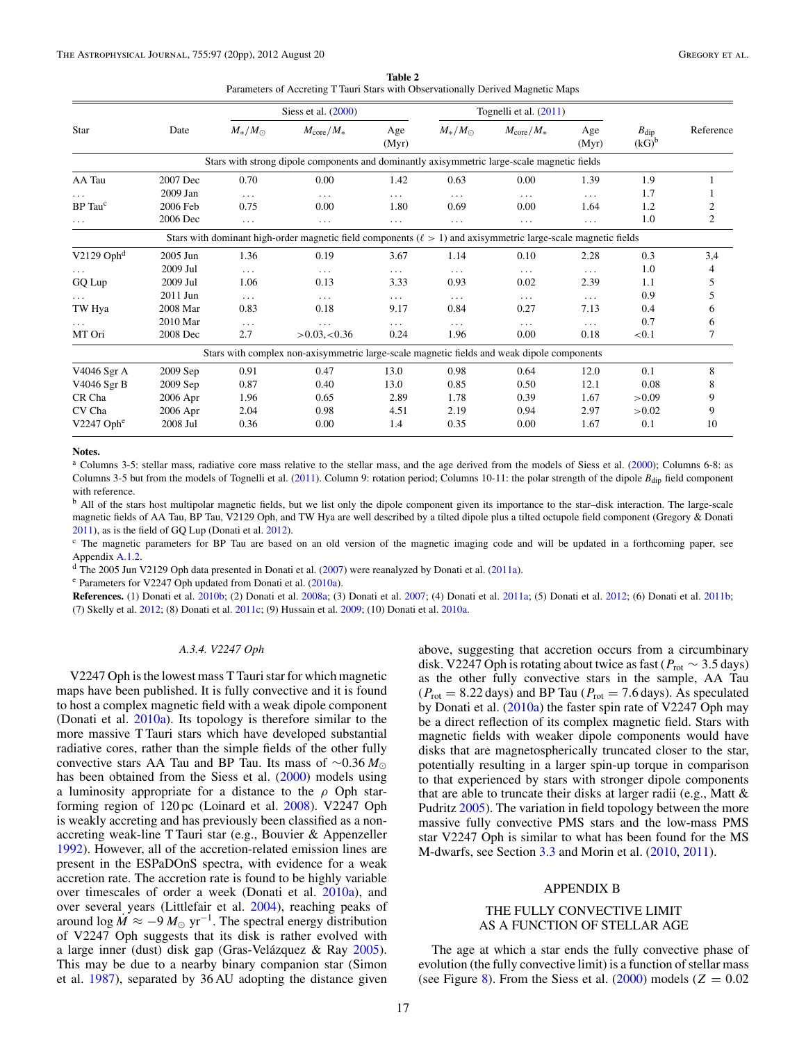**Table 2**
Parameters of Accreting T Tauri Stars with Observationally Derived Magnetic Maps

| Star | Date | Siess et al. (2000) $M_*/M_\odot$ | $M_{core}/M_*$ | Age (Myr) | Tognelli et al. (2011) $M_*/M_\odot$ | $M_{core}/M_*$ | Age (Myr) | $B_{dip}$ (kG)[b] | Reference |
|---|---|---|---|---|---|---|---|---|---|
| Stars with strong dipole components and dominantly axisymmetric large-scale magnetic fields | | | | | | | | | |
| AA Tau | 2007 Dec | 0.70 | 0.00 | 1.42 | 0.63 | 0.00 | 1.39 | 1.9 | 1 |
| ... | 2009 Jan | ... | ... | ... | ... | ... | ... | 1.7 | 1 |
| BP Tau[c] | 2006 Feb | 0.75 | 0.00 | 1.80 | 0.69 | 0.00 | 1.64 | 1.2 | 2 |
| ... | 2006 Dec | ... | ... | ... | ... | ... | ... | 1.0 | 2 |
| Stars with dominant high-order magnetic field components ($\ell > 1$) and axisymmetric large-scale magnetic fields | | | | | | | | | |
| V2129 Oph[d] | 2005 Jun | 1.36 | 0.19 | 3.67 | 1.14 | 0.10 | 2.28 | 0.3 | 3,4 |
| ... | 2009 Jul | ... | ... | ... | ... | ... | ... | 1.0 | 4 |
| GQ Lup | 2009 Jul | 1.06 | 0.13 | 3.33 | 0.93 | 0.02 | 2.39 | 1.1 | 5 |
| ... | 2011 Jun | ... | ... | ... | ... | ... | ... | 0.9 | 5 |
| TW Hya | 2008 Mar | 0.83 | 0.18 | 9.17 | 0.84 | 0.27 | 7.13 | 0.4 | 6 |
| ... | 2010 Mar | ... | ... | ... | ... | ... | ... | 0.7 | 6 |
| MT Ori | 2008 Dec | 2.7 | >0.03,<0.36 | 0.24 | 1.96 | 0.00 | 0.18 | <0.1 | 7 |
| Stars with complex non-axisymmetric large-scale magnetic fields and weak dipole components | | | | | | | | | |
| V4046 Sgr A | 2009 Sep | 0.91 | 0.47 | 13.0 | 0.98 | 0.64 | 12.0 | 0.1 | 8 |
| V4046 Sgr B | 2009 Sep | 0.87 | 0.40 | 13.0 | 0.85 | 0.50 | 12.1 | 0.08 | 8 |
| CR Cha | 2006 Apr | 1.96 | 0.65 | 2.89 | 1.78 | 0.39 | 1.67 | >0.09 | 9 |
| CV Cha | 2006 Apr | 2.04 | 0.98 | 4.51 | 2.19 | 0.94 | 2.97 | >0.02 | 9 |
| V2247 Oph[e] | 2008 Jul | 0.36 | 0.00 | 1.4 | 0.35 | 0.00 | 1.67 | 0.1 | 10 |

**Notes.**

[a] Columns 3-5: stellar mass, radiative core mass relative to the stellar mass, and the age derived from the models of Siess et al. (2000); Columns 6-8: as Columns 3-5 but from the models of Tognelli et al. (2011). Column 9: rotation period; Columns 10-11: the polar strength of the dipole $B_{dip}$ field component with reference.

[b] All of the stars host multipolar magnetic fields, but we list only the dipole component given its importance to the star–disk interaction. The large-scale magnetic fields of AA Tau, BP Tau, V2129 Oph, and TW Hya are well described by a tilted dipole plus a tilted octupole field component (Gregory & Donati 2011), as is the field of GQ Lup (Donati et al. 2012).

[c] The magnetic parameters for BP Tau are based on an old version of the magnetic imaging code and will be updated in a forthcoming paper, see Appendix A.1.2.

[d] The 2005 Jun V2129 Oph data presented in Donati et al. (2007) were reanalyzed by Donati et al. (2011a).

[e] Parameters for V2247 Oph updated from Donati et al. (2010a).

**References.** (1) Donati et al. 2010b; (2) Donati et al. 2008a; (3) Donati et al. 2007; (4) Donati et al. 2011a; (5) Donati et al. 2012; (6) Donati et al. 2011b; (7) Skelly et al. 2012; (8) Donati et al. 2011c; (9) Hussain et al. 2009; (10) Donati et al. 2010a.

#### A.3.4. V2247 Oph

V2247 Oph is the lowest mass T Tauri star for which magnetic maps have been published. It is fully convective and it is found to host a complex magnetic field with a weak dipole component (Donati et al. 2010a). Its topology is therefore similar to the more massive T Tauri stars which have developed substantial radiative cores, rather than the simple fields of the other fully convective stars AA Tau and BP Tau. Its mass of $\sim$0.36 $M_\odot$ has been obtained from the Siess et al. (2000) models using a luminosity appropriate for a distance to the $\rho$ Oph star-forming region of 120 pc (Loinard et al. 2008). V2247 Oph is weakly accreting and has previously been classified as a non-accreting weak-line T Tauri star (e.g., Bouvier & Appenzeller 1992). However, all of the accretion-related emission lines are present in the ESPaDOnS spectra, with evidence for a weak accretion rate. The accretion rate is found to be highly variable over timescales of order a week (Donati et al. 2010a), and over several years (Littlefair et al. 2004), reaching peaks of around $\log \dot{M} \approx -9\, M_\odot\ \mathrm{yr}^{-1}$. The spectral energy distribution of V2247 Oph suggests that its disk is rather evolved with a large inner (dust) disk gap (Gras-Velázquez & Ray 2005). This may be due to a nearby binary companion star (Simon et al. 1987), separated by 36 AU adopting the distance given above, suggesting that accretion occurs from a circumbinary disk. V2247 Oph is rotating about twice as fast ($P_{rot} \sim 3.5$ days) as the other fully convective stars in the sample, AA Tau ($P_{rot} = 8.22$ days) and BP Tau ($P_{rot} = 7.6$ days). As speculated by Donati et al. (2010a) the faster spin rate of V2247 Oph may be a direct reflection of its complex magnetic field. Stars with magnetic fields with weaker dipole components would have disks that are magnetospherically truncated closer to the star, potentially resulting in a larger spin-up torque in comparison to that experienced by stars with stronger dipole components that are able to truncate their disks at larger radii (e.g., Matt & Pudritz 2005). The variation in field topology between the more massive fully convective PMS stars and the low-mass PMS star V2247 Oph is similar to what has been found for the MS M-dwarfs, see Section 3.3 and Morin et al. (2010, 2011).

## APPENDIX B

## THE FULLY CONVECTIVE LIMIT AS A FUNCTION OF STELLAR AGE

The age at which a star ends the fully convective phase of evolution (the fully convective limit) is a function of stellar mass (see Figure 8). From the Siess et al. (2000) models ($Z = 0.02$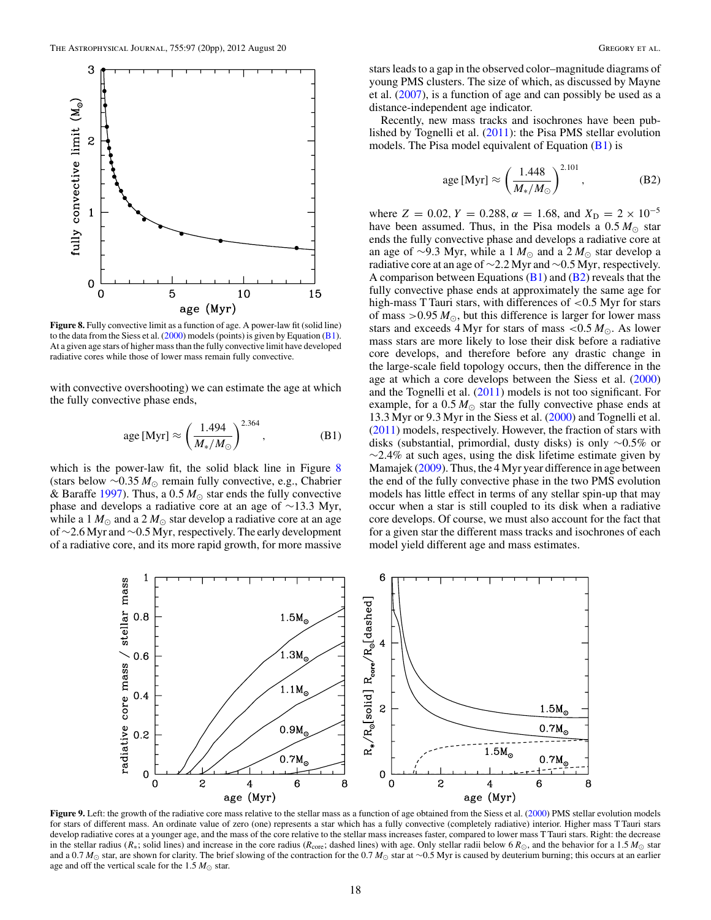**Figure 8.** Fully convective limit as a function of age. A power-law fit (solid line) to the data from the Siess et al. (2000) models (points) is given by Equation (B1). At a given age stars of higher mass than the fully convective limit have developed radiative cores while those of lower mass remain fully convective.

with convective overshooting) we can estimate the age at which the fully convective phase ends,

$$\text{age [Myr]} \approx \left(\frac{1.494}{M_*/M_\odot}\right)^{2.364}, \tag{B1}$$

which is the power-law fit, the solid black line in Figure 8 (stars below $\sim 0.35\,M_\odot$ remain fully convective, e.g., Chabrier & Baraffe 1997). Thus, a $0.5\,M_\odot$ star ends the fully convective phase and develops a radiative core at an age of $\sim 13.3$ Myr, while a $1\,M_\odot$ and a $2\,M_\odot$ star develop a radiative core at an age of $\sim 2.6$ Myr and $\sim 0.5$ Myr, respectively. The early development of a radiative core, and its more rapid growth, for more massive stars leads to a gap in the observed color–magnitude diagrams of young PMS clusters. The size of which, as discussed by Mayne et al. (2007), is a function of age and can possibly be used as a distance-independent age indicator.

Recently, new mass tracks and isochrones have been published by Tognelli et al. (2011): the Pisa PMS stellar evolution models. The Pisa model equivalent of Equation (B1) is

$$\text{age [Myr]} \approx \left(\frac{1.448}{M_*/M_\odot}\right)^{2.101}, \tag{B2}$$

where $Z = 0.02$, $Y = 0.288$, $\alpha = 1.68$, and $X_D = 2 \times 10^{-5}$ have been assumed. Thus, in the Pisa models a $0.5\,M_\odot$ star ends the fully convective phase and develops a radiative core at an age of $\sim 9.3$ Myr, while a $1\,M_\odot$ and a $2\,M_\odot$ star develop a radiative core at an age of $\sim 2.2$ Myr and $\sim 0.5$ Myr, respectively. A comparison between Equations (B1) and (B2) reveals that the fully convective phase ends at approximately the same age for high-mass T Tauri stars, with differences of $<0.5$ Myr for stars of mass $>0.95\,M_\odot$, but this difference is larger for lower mass stars and exceeds 4 Myr for stars of mass $<0.5\,M_\odot$. As lower mass stars are more likely to lose their disk before a radiative core develops, and therefore before any drastic change in the large-scale field topology occurs, then the difference in the age at which a core develops between the Siess et al. (2000) and the Tognelli et al. (2011) models is not too significant. For example, for a $0.5\,M_\odot$ star the fully convective phase ends at 13.3 Myr or 9.3 Myr in the Siess et al. (2000) and Tognelli et al. (2011) models, respectively. However, the fraction of stars with disks (substantial, primordial, dusty disks) is only $\sim 0.5\%$ or $\sim 2.4\%$ at such ages, using the disk lifetime estimate given by Mamajek (2009). Thus, the 4 Myr year difference in age between the end of the fully convective phase in the two PMS evolution models has little effect in terms of any stellar spin-up that may occur when a star is still coupled to its disk when a radiative core develops. Of course, we must also account for the fact that for a given star the different mass tracks and isochrones of each model yield different age and mass estimates.

**Figure 9.** Left: the growth of the radiative core mass relative to the stellar mass as a function of age obtained from the Siess et al. (2000) PMS stellar evolution models for stars of different mass. An ordinate value of zero (one) represents a star which has a fully convective (completely radiative) interior. Higher mass T Tauri stars develop radiative cores at a younger age, and the mass of the core relative to the stellar mass increases faster, compared to lower mass T Tauri stars. Right: the decrease in the stellar radius ($R_*$; solid lines) and increase in the core radius ($R_{\rm core}$; dashed lines) with age. Only stellar radii below $6\,R_\odot$, and the behavior for a $1.5\,M_\odot$ star and a $0.7\,M_\odot$ star, are shown for clarity. The brief slowing of the contraction for the $0.7\,M_\odot$ star at $\sim 0.5$ Myr is caused by deuterium burning; this occurs at an earlier age and off the vertical scale for the $1.5\,M_\odot$ star.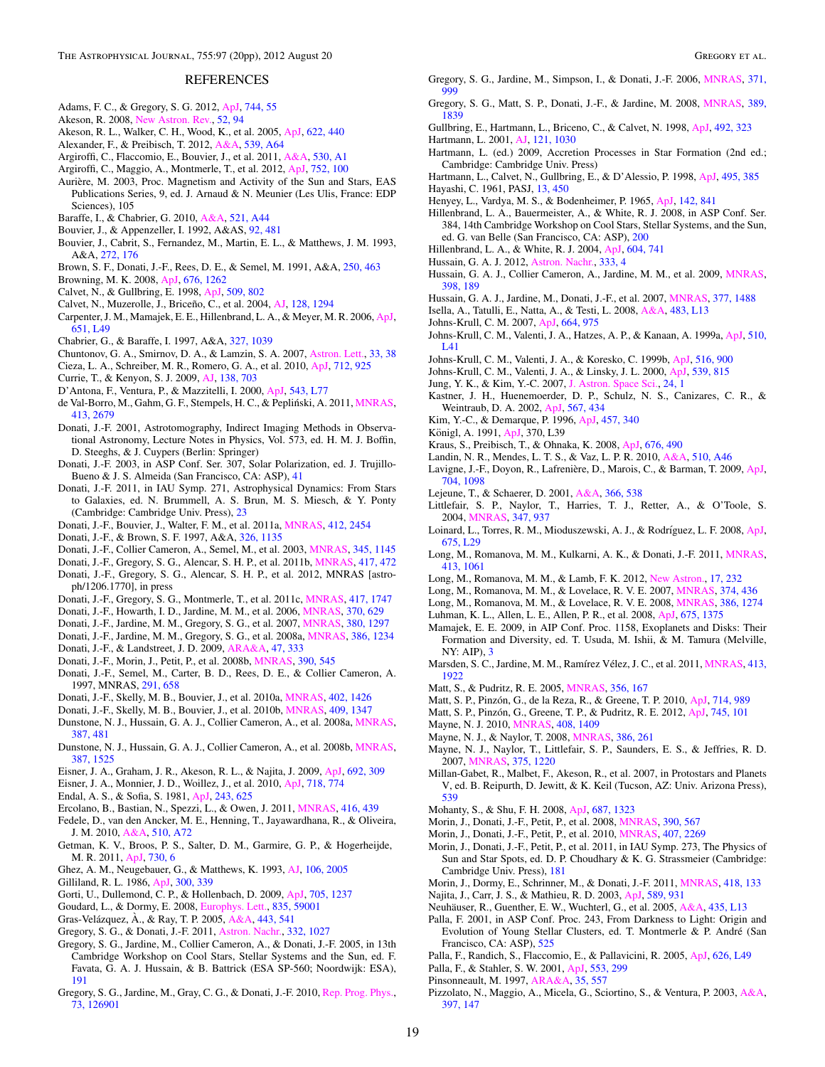## REFERENCES

Adams, F. C., & Gregory, S. G. 2012, ApJ, 744, 55
Akeson, R. 2008, New Astron. Rev., 52, 94
Akeson, R. L., Walker, C. H., Wood, K., et al. 2005, ApJ, 622, 440
Alexander, F., & Preibisch, T. 2012, A&A, 539, A64
Argiroffi, C., Flaccomio, E., Bouvier, J., et al. 2011, A&A, 530, A1
Argiroffi, C., Maggio, A., Montmerle, T., et al. 2012, ApJ, 752, 100
Aurière, M. 2003, Proc. Magnetism and Activity of the Sun and Stars, EAS Publications Series, 9, ed. J. Arnaud & N. Meunier (Les Ulis, France: EDP Sciences), 105
Baraffe, I., & Chabrier, G. 2010, A&A, 521, A44
Bouvier, J., & Appenzeller, I. 1992, A&AS, 92, 481
Bouvier, J., Cabrit, S., Fernandez, M., Martin, E. L., & Matthews, J. M. 1993, A&A, 272, 176
Brown, S. F., Donati, J.-F., Rees, D. E., & Semel, M. 1991, A&A, 250, 463
Browning, M. K. 2008, ApJ, 676, 1262
Calvet, N., & Gullbring, E. 1998, ApJ, 509, 802
Calvet, N., Muzerolle, J., Briceño, C., et al. 2004, AJ, 128, 1294
Carpenter, J. M., Mamajek, E. E., Hillenbrand, L. A., & Meyer, M. R. 2006, ApJ, 651, L49
Chabrier, G., & Baraffe, I. 1997, A&A, 327, 1039
Chuntonov, G. A., Smirnov, D. A., & Lamzin, S. A. 2007, Astron. Lett., 33, 38
Cieza, L. A., Schreiber, M. R., Romero, G. A., et al. 2010, ApJ, 712, 925
Currie, T., & Kenyon, S. J. 2009, AJ, 138, 703
D'Antona, F., Ventura, P., & Mazzitelli, I. 2000, ApJ, 543, L77
de Val-Borro, M., Gahm, G. F., Stempels, H. C., & Pepliński, A. 2011, MNRAS, 413, 2679
Donati, J.-F. 2001, Astrotomography, Indirect Imaging Methods in Observational Astronomy, Lecture Notes in Physics, Vol. 573, ed. H. M. J. Boffin, D. Steeghs, & J. Cuypers (Berlin: Springer)
Donati, J.-F. 2003, in ASP Conf. Ser. 307, Solar Polarization, ed. J. Trujillo-Bueno & J. S. Almeida (San Francisco, CA: ASP), 41
Donati, J.-F. 2011, in IAU Symp. 271, Astrophysical Dynamics: From Stars to Galaxies, ed. N. Brummell, A. S. Brun, M. S. Miesch, & Y. Ponty (Cambridge: Cambridge Univ. Press), 23
Donati, J.-F., Bouvier, J., Walter, F. M., et al. 2011a, MNRAS, 412, 2454
Donati, J.-F., & Brown, S. F. 1997, A&A, 326, 1135
Donati, J.-F., Collier Cameron, A., Semel, M., et al. 2003, MNRAS, 345, 1145
Donati, J.-F., Gregory, S. G., Alencar, S. H. P., et al. 2011b, MNRAS, 417, 472
Donati, J.-F., Gregory, S. G., Alencar, S. H. P., et al. 2012, MNRAS [astro-ph/1206.1770], in press
Donati, J.-F., Gregory, S. G., Montmerle, T., et al. 2011c, MNRAS, 417, 1747
Donati, J.-F., Howarth, I. D., Jardine, M. M., et al. 2006, MNRAS, 370, 629
Donati, J.-F., Jardine, M. M., Gregory, S. G., et al. 2007, MNRAS, 380, 1297
Donati, J.-F., Jardine, M. M., Gregory, S. G., et al. 2008a, MNRAS, 386, 1234
Donati, J.-F., & Landstreet, J. D. 2009, ARA&A, 47, 333
Donati, J.-F., Morin, J., Petit, P., et al. 2008b, MNRAS, 390, 545
Donati, J.-F., Semel, M., Carter, B. D., Rees, D. E., & Collier Cameron, A. 1997, MNRAS, 291, 658
Donati, J.-F., Skelly, M. B., Bouvier, J., et al. 2010a, MNRAS, 402, 1426
Donati, J.-F., Skelly, M. B., Bouvier, J., et al. 2010b, MNRAS, 409, 1347
Dunstone, N. J., Hussain, G. A. J., Collier Cameron, A., et al. 2008a, MNRAS, 387, 481
Dunstone, N. J., Hussain, G. A. J., Collier Cameron, A., et al. 2008b, MNRAS, 387, 1525
Eisner, J. A., Graham, J. R., Akeson, R. L., & Najita, J. 2009, ApJ, 692, 309
Eisner, J. A., Monnier, J. D., Woillez, J., et al. 2010, ApJ, 718, 774
Endal, A. S., & Sofia, S. 1981, ApJ, 243, 625
Ercolano, B., Bastian, N., Spezzi, L., & Owen, J. 2011, MNRAS, 416, 439
Fedele, D., van den Ancker, M. E., Henning, T., Jayawardhana, R., & Oliveira, J. M. 2010, A&A, 510, A72
Getman, K. V., Broos, P. S., Salter, D. M., Garmire, G. P., & Hogerheijde, M. R. 2011, ApJ, 730, 6
Ghez, A. M., Neugebauer, G., & Matthews, K. 1993, AJ, 106, 2005
Gilliland, R. L. 1986, ApJ, 300, 339
Gorti, U., Dullemond, C. P., & Hollenbach, D. 2009, ApJ, 705, 1237
Goudard, L., & Dormy, E. 2008, Europhys. Lett., 835, 59001
Gras-Velázquez, À., & Ray, T. P. 2005, A&A, 443, 541
Gregory, S. G., & Donati, J.-F. 2011, Astron. Nachr., 332, 1027
Gregory, S. G., Jardine, M., Collier Cameron, A., & Donati, J.-F. 2005, in 13th Cambridge Workshop on Cool Stars, Stellar Systems and the Sun, ed. F. Favata, G. A. J. Hussain, & B. Battrick (ESA SP-560; Noordwijk: ESA), 191
Gregory, S. G., Jardine, M., Gray, C. G., & Donati, J.-F. 2010, Rep. Prog. Phys., 73, 126901
Gregory, S. G., Jardine, M., Simpson, I., & Donati, J.-F. 2006, MNRAS, 371, 999
Gregory, S. G., Matt, S. P., Donati, J.-F., & Jardine, M. 2008, MNRAS, 389, 1839
Gullbring, E., Hartmann, L., Briceno, C., & Calvet, N. 1998, ApJ, 492, 323
Hartmann, L. 2001, AJ, 121, 1030
Hartmann, L. (ed.) 2009, Accretion Processes in Star Formation (2nd ed.; Cambridge: Cambridge Univ. Press)
Hartmann, L., Calvet, N., Gullbring, E., & D'Alessio, P. 1998, ApJ, 495, 385
Hayashi, C. 1961, PASJ, 13, 450
Henyey, L., Vardya, M. S., & Bodenheimer, P. 1965, ApJ, 142, 841
Hillenbrand, L. A., Bauermeister, A., & White, R. J. 2008, in ASP Conf. Ser. 384, 14th Cambridge Workshop on Cool Stars, Stellar Systems, and the Sun, ed. G. van Belle (San Francisco, CA: ASP), 200
Hillenbrand, L. A., & White, R. J. 2004, ApJ, 604, 741
Hussain, G. A. J. 2012, Astron. Nachr., 333, 4
Hussain, G. A. J., Collier Cameron, A., Jardine, M. M., et al. 2009, MNRAS, 398, 189
Hussain, G. A. J., Jardine, M., Donati, J.-F., et al. 2007, MNRAS, 377, 1488
Isella, A., Tatulli, E., Natta, A., & Testi, L. 2008, A&A, 483, L13
Johns-Krull, C. M. 2007, ApJ, 664, 975
Johns-Krull, C. M., Valenti, J. A., Hatzes, A. P., & Kanaan, A. 1999a, ApJ, 510, L41
Johns-Krull, C. M., Valenti, J. A., & Koresko, C. 1999b, ApJ, 516, 900
Johns-Krull, C. M., Valenti, J. A., & Linsky, J. L. 2000, ApJ, 539, 815
Jung, Y. K., & Kim, Y.-C. 2007, J. Astron. Space Sci., 24, 1
Kastner, J. H., Huenemoerder, D. P., Schulz, N. S., Canizares, C. R., & Weintraub, D. A. 2002, ApJ, 567, 434
Kim, Y.-C., & Demarque, P. 1996, ApJ, 457, 340
Königl, A. 1991, ApJ, 370, L39
Kraus, S., Preibisch, T., & Ohnaka, K. 2008, ApJ, 676, 490
Landin, N. R., Mendes, L. T. S., & Vaz, L. P. R. 2010, A&A, 510, A46
Lavigne, J.-F., Doyon, R., Lafrenière, D., Marois, C., & Barman, T. 2009, ApJ, 704, 1098
Lejeune, T., & Schaerer, D. 2001, A&A, 366, 538
Littlefair, S. P., Naylor, T., Harries, T. J., Retter, A., & O'Toole, S. 2004, MNRAS, 347, 937
Loinard, L., Torres, R. M., Mioduszewski, A. J., & Rodríguez, L. F. 2008, ApJ, 675, L29
Long, M., Romanova, M. M., Kulkarni, A. K., & Donati, J.-F. 2011, MNRAS, 413, 1061
Long, M., Romanova, M. M., & Lamb, F. K. 2012, New Astron., 17, 232
Long, M., Romanova, M. M., & Lovelace, R. V. E. 2007, MNRAS, 374, 436
Long, M., Romanova, M. M., & Lovelace, R. V. E. 2008, MNRAS, 386, 1274
Luhman, K. L., Allen, L. E., Allen, P. R., et al. 2008, ApJ, 675, 1375
Mamajek, E. E. 2009, in AIP Conf. Proc. 1158, Exoplanets and Disks: Their Formation and Diversity, ed. T. Usuda, M. Ishii, & M. Tamura (Melville, NY: AIP), 3
Marsden, S. C., Jardine, M. M., Ramírez Vélez, J. C., et al. 2011, MNRAS, 413, 1922
Matt, S., & Pudritz, R. E. 2005, MNRAS, 356, 167
Matt, S. P., Pinzón, G., de la Reza, R., & Greene, T. P. 2010, ApJ, 714, 989
Matt, S. P., Pinzón, G., Greene, T. P., & Pudritz, R. E. 2012, ApJ, 745, 101
Mayne, N. J. 2010, MNRAS, 408, 1409
Mayne, N. J., & Naylor, T. 2008, MNRAS, 386, 261
Mayne, N. J., Naylor, T., Littlefair, S. P., Saunders, E. S., & Jeffries, R. D. 2007, MNRAS, 375, 1220
Millan-Gabet, R., Malbet, F., Akeson, R., et al. 2007, in Protostars and Planets V, ed. B. Reipurth, D. Jewitt, & K. Keil (Tucson, AZ: Univ. Arizona Press), 539
Mohanty, S., & Shu, F. H. 2008, ApJ, 687, 1323
Morin, J., Donati, J.-F., Petit, P., et al. 2008, MNRAS, 390, 567
Morin, J., Donati, J.-F., Petit, P., et al. 2010, MNRAS, 407, 2269
Morin, J., Donati, J.-F., Petit, P., et al. 2011, in IAU Symp. 273, The Physics of Sun and Star Spots, ed. D. P. Choudhary & K. G. Strassmeier (Cambridge: Cambridge Univ. Press), 181
Morin, J., Dormy, E., Schrinner, M., & Donati, J.-F. 2011, MNRAS, 418, 133
Najita, J., Carr, J. S., & Mathieu, R. D. 2003, ApJ, 589, 931
Neuhäuser, R., Guenther, E. W., Wuchterl, G., et al. 2005, A&A, 435, L13
Palla, F. 2001, in ASP Conf. Proc. 243, From Darkness to Light: Origin and Evolution of Young Stellar Clusters, ed. T. Montmerle & P. André (San Francisco, CA: ASP), 525
Palla, F., Randich, S., Flaccomio, E., & Pallavicini, R. 2005, ApJ, 626, L49
Palla, F., & Stahler, S. W. 2001, ApJ, 553, 299
Pinsonneault, M. 1997, ARA&A, 35, 557
Pizzolato, N., Maggio, A., Micela, G., Sciortino, S., & Ventura, P. 2003, A&A, 397, 147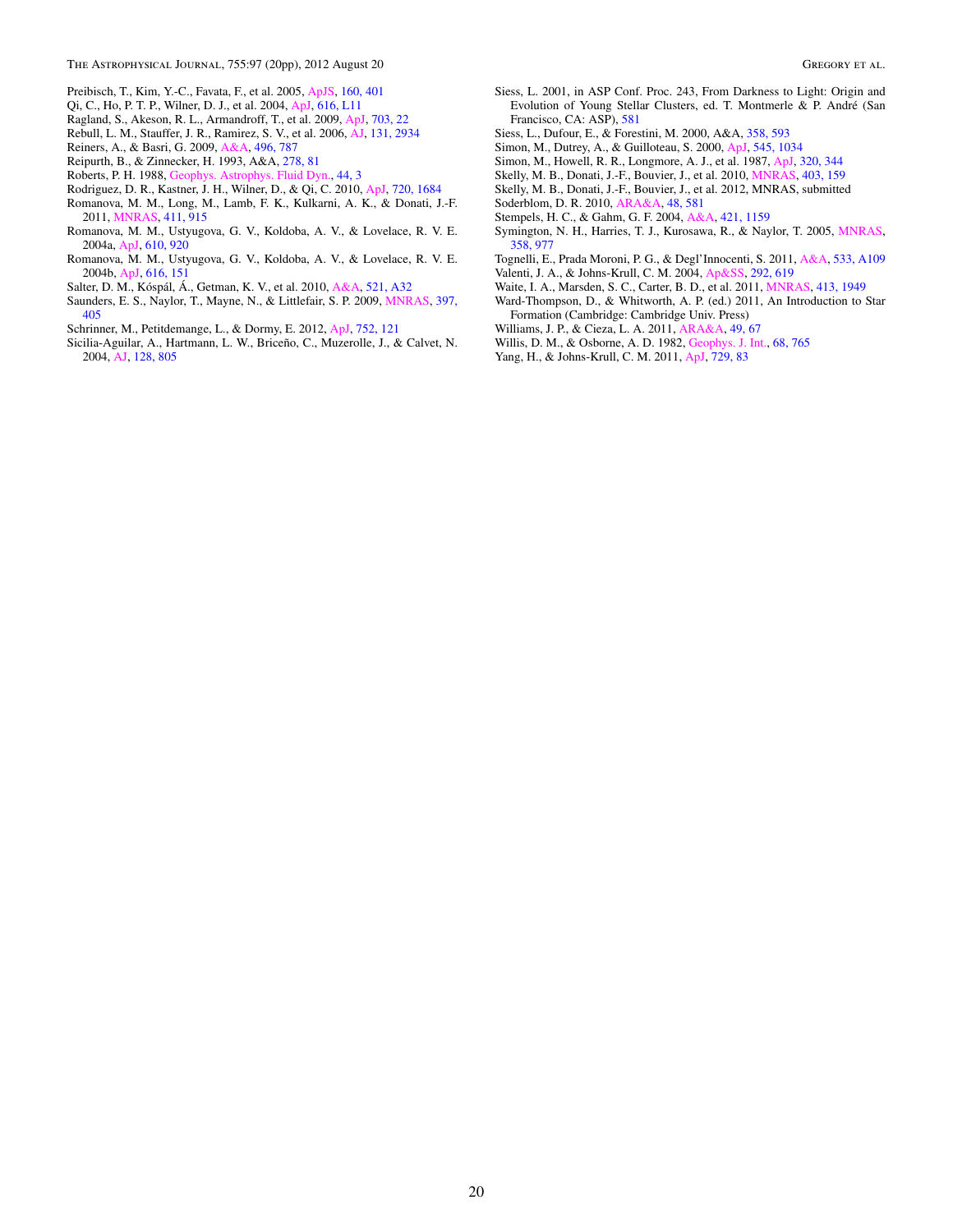Preibisch, T., Kim, Y.-C., Favata, F., et al. 2005, ApJS, 160, 401

Qi, C., Ho, P. T. P., Wilner, D. J., et al. 2004, ApJ, 616, L11

Ragland, S., Akeson, R. L., Armandroff, T., et al. 2009, ApJ, 703, 22

Rebull, L. M., Stauffer, J. R., Ramirez, S. V., et al. 2006, AJ, 131, 2934

Reiners, A., & Basri, G. 2009, A&A, 496, 787

Reipurth, B., & Zinnecker, H. 1993, A&A, 278, 81

Roberts, P. H. 1988, Geophys. Astrophys. Fluid Dyn., 44, 3

Rodriguez, D. R., Kastner, J. H., Wilner, D., & Qi, C. 2010, ApJ, 720, 1684

Romanova, M. M., Long, M., Lamb, F. K., Kulkarni, A. K., & Donati, J.-F. 2011, MNRAS, 411, 915

Romanova, M. M., Ustyugova, G. V., Koldoba, A. V., & Lovelace, R. V. E. 2004a, ApJ, 610, 920

Romanova, M. M., Ustyugova, G. V., Koldoba, A. V., & Lovelace, R. V. E. 2004b, ApJ, 616, 151

Salter, D. M., Kóspál, Á., Getman, K. V., et al. 2010, A&A, 521, A32

Saunders, E. S., Naylor, T., Mayne, N., & Littlefair, S. P. 2009, MNRAS, 397, 405

Schrinner, M., Petitdemange, L., & Dormy, E. 2012, ApJ, 752, 121

Sicilia-Aguilar, A., Hartmann, L. W., Briceño, C., Muzerolle, J., & Calvet, N. 2004, AJ, 128, 805

Siess, L. 2001, in ASP Conf. Proc. 243, From Darkness to Light: Origin and Evolution of Young Stellar Clusters, ed. T. Montmerle & P. André (San Francisco, CA: ASP), 581

Siess, L., Dufour, E., & Forestini, M. 2000, A&A, 358, 593

Simon, M., Dutrey, A., & Guilloteau, S. 2000, ApJ, 545, 1034

Simon, M., Howell, R. R., Longmore, A. J., et al. 1987, ApJ, 320, 344

Skelly, M. B., Donati, J.-F., Bouvier, J., et al. 2010, MNRAS, 403, 159

Skelly, M. B., Donati, J.-F., Bouvier, J., et al. 2012, MNRAS, submitted

Soderblom, D. R. 2010, ARA&A, 48, 581

Stempels, H. C., & Gahm, G. F. 2004, A&A, 421, 1159

Symington, N. H., Harries, T. J., Kurosawa, R., & Naylor, T. 2005, MNRAS, 358, 977

Tognelli, E., Prada Moroni, P. G., & Degl'Innocenti, S. 2011, A&A, 533, A109

Valenti, J. A., & Johns-Krull, C. M. 2004, Ap&SS, 292, 619

Waite, I. A., Marsden, S. C., Carter, B. D., et al. 2011, MNRAS, 413, 1949

Ward-Thompson, D., & Whitworth, A. P. (ed.) 2011, An Introduction to Star Formation (Cambridge: Cambridge Univ. Press)

Williams, J. P., & Cieza, L. A. 2011, ARA&A, 49, 67

Willis, D. M., & Osborne, A. D. 1982, Geophys. J. Int., 68, 765

Yang, H., & Johns-Krull, C. M. 2011, ApJ, 729, 83